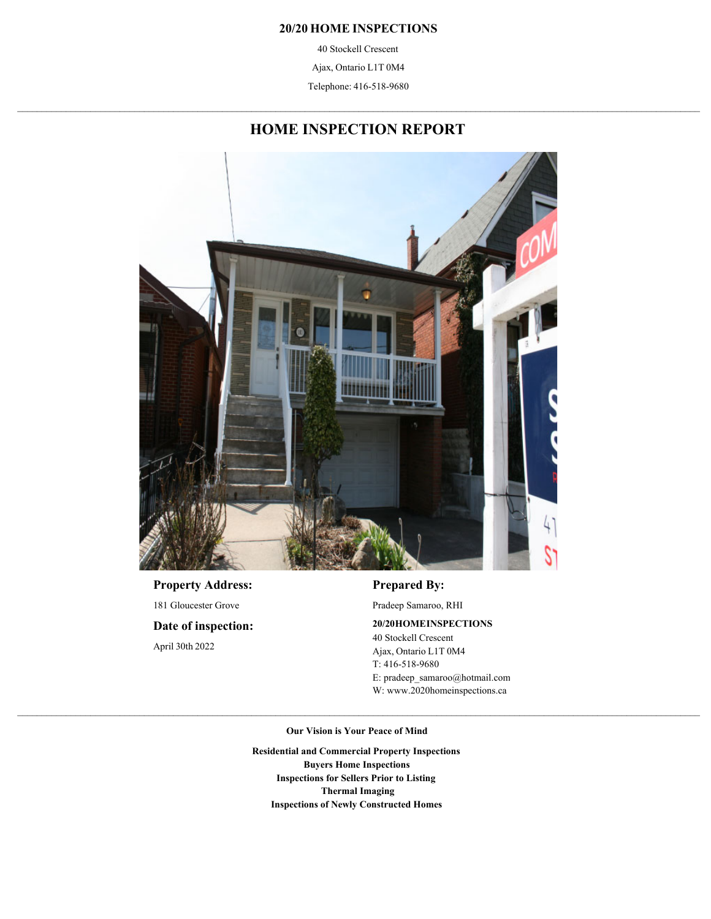**20/20 HOME INSPECTIONS**

40 Stockell Crescent

Ajax, Ontario L1T 0M4

Telephone: 416-518-9680

# HOME INSPECTION REPORT

## Property Address:

181 Gloucester Grove

## Date of inspection:

April 30th 2022

## Prepared By:

Pradeep Samaroo, RHI

**20/20HOMEINSPECTIONS**
40 Stockell Crescent
Ajax, Ontario L1T 0M4
T: 416-518-9680
E: pradeep_samaroo@hotmail.com
W: www.2020homeinspections.ca

**Our Vision is Your Peace of Mind**

**Residential and Commercial Property Inspections**
**Buyers Home Inspections**
**Inspections for Sellers Prior to Listing**
**Thermal Imaging**
**Inspections of Newly Constructed Homes**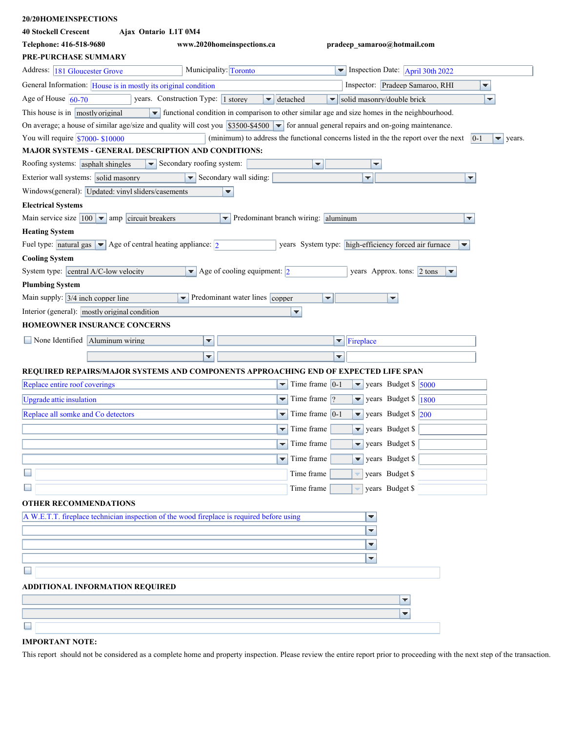**20/20HOMEINSPECTIONS**

**40 Stockell Crescent** **Ajax Ontario L1T 0M4**

**Telephone: 416-518-9680** **www.2020homeinspections.ca** **pradeep_samaroo@hotmail.com**

## PRE-PURCHASE SUMMARY

Address: 181 Gloucester Grove
Municipality: Toronto
Inspection Date: April 30th 2022

General Information: House is in mostly its original condition
Inspector: Pradeep Samaroo, RHI

Age of House 60-70 years. Construction Type: 1 storey | detached | solid masonry/double brick

This house is in mostly original functional condition in comparison to other similar age and size homes in the neighbourhood.

On average; a house of similar age/size and quality will cost you $3500-$4500 for annual general repairs and on-going maintenance.

You will require $7000- $10000 (minimum) to address the functional concerns listed in the the report over the next 0-1 years.

## MAJOR SYSTEMS - GENERAL DESCRIPTION AND CONDITIONS:

Roofing systems: asphalt shingles
Secondary roofing system:

Exterior wall systems: solid masonry
Secondary wall siding:

Windows(general): Updated: vinyl sliders/casements

### Electrical Systems

Main service size 100 amp circuit breakers
Predominant branch wiring: aluminum

### Heating System

Fuel type: natural gas
Age of central heating appliance: 2 years
System type: high-efficiency forced air furnace

### Cooling System

System type: central A/C-low velocity
Age of cooling equipment: 2 years
Approx. tons: 2 tons

### Plumbing System

Main supply: 3/4 inch copper line
Predominant water lines: copper

Interior (general): mostly original condition

## HOMEOWNER INSURANCE CONCERNS

☐ None Identified
- Aluminum wiring
- Fireplace

## REQUIRED REPAIRS/MAJOR SYSTEMS AND COMPONENTS APPROACHING END OF EXPECTED LIFE SPAN

| Item | Time frame (years) | Budget $ |
|---|---|---|
| Replace entire roof coverings | 0-1 | 5000 |
| Upgrade attic insulation | ? | 1800 |
| Replace all somke and Co detectors | 0-1 | 200 |

## OTHER RECOMMENDATIONS

A W.E.T.T. fireplace technician inspection of the wood fireplace is required before using

## ADDITIONAL INFORMATION REQUIRED

## IMPORTANT NOTE:

This report should not be considered as a complete home and property inspection. Please review the entire report prior to proceeding with the next step of the transaction.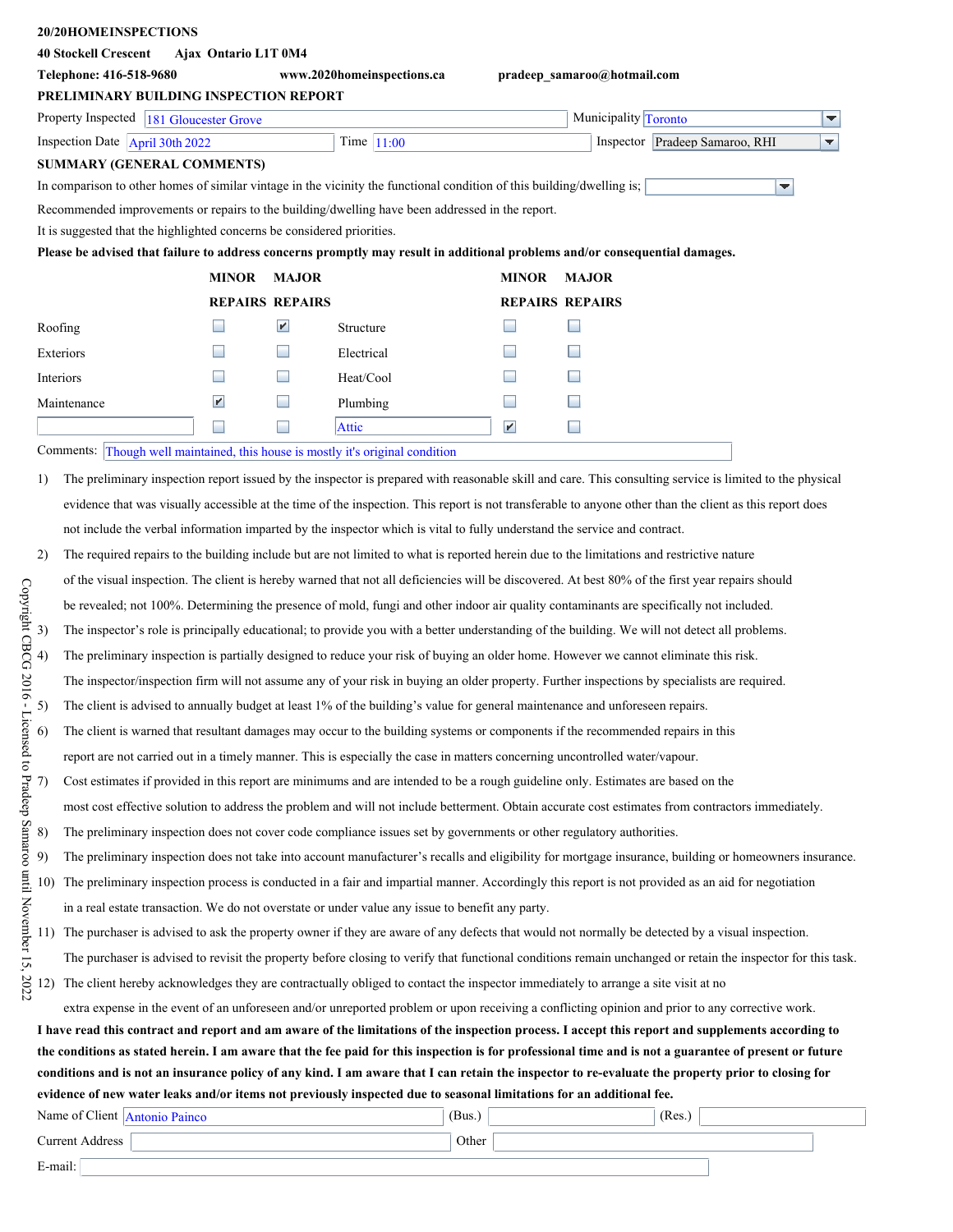**20/20HOMEINSPECTIONS**

**40 Stockell Crescent Ajax Ontario L1T 0M4**

**Telephone: 416-518-9680** **www.2020homeinspections.ca** **pradeep_samaroo@hotmail.com**

## PRELIMINARY BUILDING INSPECTION REPORT

Property Inspected: 181 Gloucester Grove | Municipality: Toronto

Inspection Date: April 30th 2022 | Time: 11:00 | Inspector: Pradeep Samaroo, RHI

## SUMMARY (GENERAL COMMENTS)

In comparison to other homes of similar vintage in the vicinity the functional condition of this building/dwelling is;

Recommended improvements or repairs to the building/dwelling have been addressed in the report.

It is suggested that the highlighted concerns be considered priorities.

**Please be advised that failure to address concerns promptly may result in additional problems and/or consequential damages.**

| | MINOR REPAIRS | MAJOR REPAIRS | | MINOR REPAIRS | MAJOR REPAIRS |
|---|---|---|---|---|---|
| Roofing | ☐ | ☑ | Structure | ☐ | ☐ |
| Exteriors | ☐ | ☐ | Electrical | ☐ | ☐ |
| Interiors | ☐ | ☐ | Heat/Cool | ☐ | ☐ |
| Maintenance | ☑ | ☐ | Plumbing | ☐ | ☐ |
| | ☐ | ☐ | Attic | ☑ | ☐ |

Comments: Though well maintained, this house is mostly it's original condition

1) The preliminary inspection report issued by the inspector is prepared with reasonable skill and care. This consulting service is limited to the physical evidence that was visually accessible at the time of the inspection. This report is not transferable to anyone other than the client as this report does not include the verbal information imparted by the inspector which is vital to fully understand the service and contract.
2) The required repairs to the building include but are not limited to what is reported herein due to the limitations and restrictive nature of the visual inspection. The client is hereby warned that not all deficiencies will be discovered. At best 80% of the first year repairs should be revealed; not 100%. Determining the presence of mold, fungi and other indoor air quality contaminants are specifically not included.
3) The inspector's role is principally educational; to provide you with a better understanding of the building. We will not detect all problems.
4) The preliminary inspection is partially designed to reduce your risk of buying an older home. However we cannot eliminate this risk. The inspector/inspection firm will not assume any of your risk in buying an older property. Further inspections by specialists are required.
5) The client is advised to annually budget at least 1% of the building's value for general maintenance and unforeseen repairs.
6) The client is warned that resultant damages may occur to the building systems or components if the recommended repairs in this report are not carried out in a timely manner. This is especially the case in matters concerning uncontrolled water/vapour.
7) Cost estimates if provided in this report are minimums and are intended to be a rough guideline only. Estimates are based on the most cost effective solution to address the problem and will not include betterment. Obtain accurate cost estimates from contractors immediately.
8) The preliminary inspection does not cover code compliance issues set by governments or other regulatory authorities.
9) The preliminary inspection does not take into account manufacturer's recalls and eligibility for mortgage insurance, building or homeowners insurance.
10) The preliminary inspection process is conducted in a fair and impartial manner. Accordingly this report is not provided as an aid for negotiation in a real estate transaction. We do not overstate or under value any issue to benefit any party.
11) The purchaser is advised to ask the property owner if they are aware of any defects that would not normally be detected by a visual inspection. The purchaser is advised to revisit the property before closing to verify that functional conditions remain unchanged or retain the inspector for this task.
12) The client hereby acknowledges they are contractually obliged to contact the inspector immediately to arrange a site visit at no extra expense in the event of an unforeseen and/or unreported problem or upon receiving a conflicting opinion and prior to any corrective work.

**I have read this contract and report and am aware of the limitations of the inspection process. I accept this report and supplements according to the conditions as stated herein. I am aware that the fee paid for this inspection is for professional time and is not a guarantee of present or future conditions and is not an insurance policy of any kind. I am aware that I can retain the inspector to re-evaluate the property prior to closing for evidence of new water leaks and/or items not previously inspected due to seasonal limitations for an additional fee.**

Name of Client: Antonio Painco | (Bus.) | (Res.)

Current Address: | Other:

E-mail:

Copyright CBCG 2016 - Licensed to Pradeep Samaroo until November 15, 2022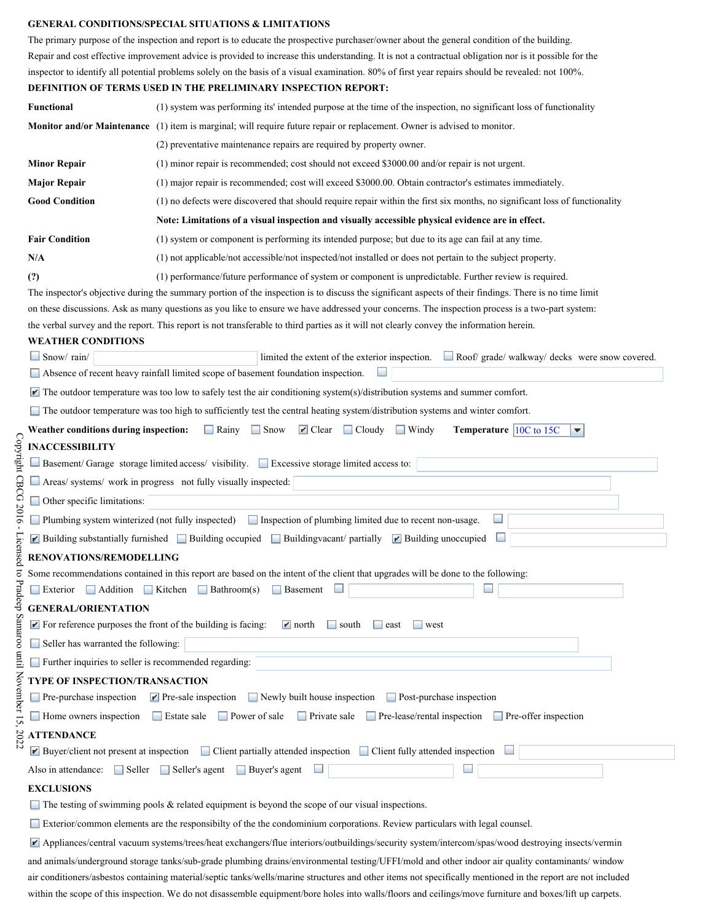## GENERAL CONDITIONS/SPECIAL SITUATIONS & LIMITATIONS

The primary purpose of the inspection and report is to educate the prospective purchaser/owner about the general condition of the building. Repair and cost effective improvement advice is provided to increase this understanding. It is not a contractual obligation nor is it possible for the inspector to identify all potential problems solely on the basis of a visual examination. 80% of first year repairs should be revealed: not 100%.

## DEFINITION OF TERMS USED IN THE PRELIMINARY INSPECTION REPORT:

| | |
|---|---|
| **Functional** | (1) system was performing its' intended purpose at the time of the inspection, no significant loss of functionality |
| **Monitor and/or Maintenance** | (1) item is marginal; will require future repair or replacement. Owner is advised to monitor. |
| | (2) preventative maintenance repairs are required by property owner. |
| **Minor Repair** | (1) minor repair is recommended; cost should not exceed $3000.00 and/or repair is not urgent. |
| **Major Repair** | (1) major repair is recommended; cost will exceed $3000.00. Obtain contractor's estimates immediately. |
| **Good Condition** | (1) no defects were discovered that should require repair within the first six months, no significant loss of functionality |
| | **Note: Limitations of a visual inspection and visually accessible physical evidence are in effect.** |
| **Fair Condition** | (1) system or component is performing its intended purpose; but due to its age can fail at any time. |
| **N/A** | (1) not applicable/not accessible/not inspected/not installed or does not pertain to the subject property. |
| **(?)** | (1) performance/future performance of system or component is unpredictable. Further review is required. |

The inspector's objective during the summary portion of the inspection is to discuss the significant aspects of their findings. There is no time limit on these discussions. Ask as many questions as you like to ensure we have addressed your concerns. The inspection process is a two-part system: the verbal survey and the report. This report is not transferable to third parties as it will not clearly convey the information herein.

## WEATHER CONDITIONS

☐ Snow/ rain/ ______ limited the extent of the exterior inspection. ☐ Roof/ grade/ walkway/ decks were snow covered.

☐ Absence of recent heavy rainfall limited scope of basement foundation inspection. ☐ ______

☑ The outdoor temperature was too low to safely test the air conditioning system(s)/distribution systems and summer comfort.

☐ The outdoor temperature was too high to sufficiently test the central heating system/distribution systems and winter comfort.

**Weather conditions during inspection:** ☐ Rainy ☐ Snow ☑ Clear ☐ Cloudy ☐ Windy **Temperature** 10C to 15C

## INACCESSIBILITY

☐ Basement/ Garage storage limited access/ visibility. ☐ Excessive storage limited access to: ______

☐ Areas/ systems/ work in progress not fully visually inspected: ______

☐ Other specific limitations: ______

☐ Plumbing system winterized (not fully inspected) ☐ Inspection of plumbing limited due to recent non-usage. ☐ ______

☑ Building substantially furnished ☐ Building occupied ☐ Buildingvacant/ partially ☑ Building unoccupied ☐ ______

## RENOVATIONS/REMODELLING

Some recommendations contained in this report are based on the intent of the client that upgrades will be done to the following:

☐ Exterior ☐ Addition ☐ Kitchen ☐ Bathroom(s) ☐ Basement ☐ ______ ☐ ______

## GENERAL/ORIENTATION

☑ For reference purposes the front of the building is facing: ☑ north ☐ south ☐ east ☐ west

☐ Seller has warranted the following: ______

☐ Further inquiries to seller is recommended regarding: ______

## TYPE OF INSPECTION/TRANSACTION

☐ Pre-purchase inspection ☑ Pre-sale inspection ☐ Newly built house inspection ☐ Post-purchase inspection

☐ Home owners inspection ☐ Estate sale ☐ Power of sale ☐ Private sale ☐ Pre-lease/rental inspection ☐ Pre-offer inspection

## ATTENDANCE

☑ Buyer/client not present at inspection ☐ Client partially attended inspection ☐ Client fully attended inspection ☐ ______

Also in attendance: ☐ Seller ☐ Seller's agent ☐ Buyer's agent ☐ ______ ☐ ______

## EXCLUSIONS

☐ The testing of swimming pools & related equipment is beyond the scope of our visual inspections.

☐ Exterior/common elements are the responsibilty of the the condominium corporations. Review particulars with legal counsel.

☑ Appliances/central vacuum systems/trees/heat exchangers/flue interiors/outbuildings/security system/intercom/spas/wood destroying insects/vermin and animals/underground storage tanks/sub-grade plumbing drains/environmental testing/UFFI/mold and other indoor air quality contaminants/ window air conditioners/asbestos containing material/septic tanks/wells/marine structures and other items not specifically mentioned in the report are not included within the scope of this inspection. We do not disassemble equipment/bore holes into walls/floors and ceilings/move furniture and boxes/lift up carpets.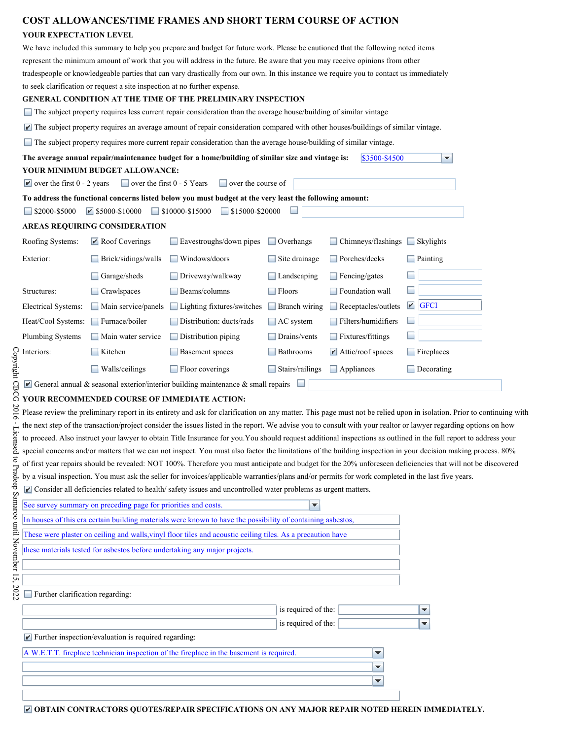# COST ALLOWANCES/TIME FRAMES AND SHORT TERM COURSE OF ACTION

## YOUR EXPECTATION LEVEL

We have included this summary to help you prepare and budget for future work. Please be cautioned that the following noted items represent the minimum amount of work that you will address in the future. Be aware that you may receive opinions from other tradespeople or knowledgeable parties that can vary drastically from our own. In this instance we require you to contact us immediately to seek clarification or request a site inspection at no further expense.

## GENERAL CONDITION AT THE TIME OF THE PRELIMINARY INSPECTION

- ☐ The subject property requires less current repair consideration than the average house/building of similar vintage
- ☑ The subject property requires an average amount of repair consideration compared with other houses/buildings of similar vintage.
- ☐ The subject property requires more current repair consideration than the average house/building of similar vintage.

**The average annual repair/maintenance budget for a home/building of similar size and vintage is:** $3500-$4500

## YOUR MINIMUM BUDGET ALLOWANCE:

☑ over the first 0 - 2 years ☐ over the first 0 - 5 Years ☐ over the course of

**To address the functional concerns listed below you must budget at the very least the following amount:**

☐ $2000-$5000 ☑ $5000-$10000 ☐ $10000-$15000 ☐ $15000-$20000 ☐

## AREAS REQUIRING CONSIDERATION

| | | | | | |
|---|---|---|---|---|---|
| Roofing Systems: | ☑ Roof Coverings | ☐ Eavestroughs/down pipes | ☐ Overhangs | ☐ Chimneys/flashings | ☐ Skylights |
| Exterior: | ☐ Brick/sidings/walls | ☐ Windows/doors | ☐ Site drainage | ☐ Porches/decks | ☐ Painting |
| | ☐ Garage/sheds | ☐ Driveway/walkway | ☐ Landscaping | ☐ Fencing/gates | ☐ |
| Structures: | ☐ Crawlspaces | ☐ Beams/columns | ☐ Floors | ☐ Foundation wall | ☐ |
| Electrical Systems: | ☐ Main service/panels | ☐ Lighting fixtures/switches | ☐ Branch wiring | ☐ Receptacles/outlets | ☑ GFCI |
| Heat/Cool Systems: | ☐ Furnace/boiler | ☐ Distribution: ducts/rads | ☐ AC system | ☐ Filters/humidifiers | ☐ |
| Plumbing Systems | ☐ Main water service | ☐ Distribution piping | ☐ Drains/vents | ☐ Fixtures/fittings | ☐ |
| Interiors: | ☐ Kitchen | ☐ Basement spaces | ☐ Bathrooms | ☑ Attic/roof spaces | ☐ Fireplaces |
| | ☐ Walls/ceilings | ☐ Floor coverings | ☐ Stairs/railings | ☐ Appliances | ☐ Decorating |

☑ General annual & seasonal exterior/interior building maintenance & small repairs ☐

## YOUR RECOMMENDED COURSE OF IMMEDIATE ACTION:

Please review the preliminary report in its entirety and ask for clarification on any matter. This page must not be relied upon in isolation. Prior to continuing with the next step of the transaction/project consider the issues listed in the report. We advise you to consult with your realtor or lawyer regarding options on how to proceed. Also instruct your lawyer to obtain Title Insurance for you.You should request additional inspections as outlined in the full report to address your special concerns and/or matters that we can not inspect. You must also factor the limitations of the building inspection in your decision making process. 80% of first year repairs should be revealed: NOT 100%. Therefore you must anticipate and budget for the 20% unforeseen deficiencies that will not be discovered by a visual inspection. You must ask the seller for invoices/applicable warranties/plans and/or permits for work completed in the last five years.

☑ Consider all deficiencies related to health/ safety issues and uncontrolled water problems as urgent matters.

See survey summary on preceding page for priorities and costs.

In houses of this era certain building materials were known to have the possibility of containing asbestos,

These were plaster on ceiling and walls,vinyl floor tiles and acoustic ceiling tiles. As a precaution have

these materials tested for asbestos before undertaking any major projects.

☐ Further clarification regarding:

is required of the:

is required of the:

☑ Further inspection/evaluation is required regarding:

A W.E.T.T. fireplace technician inspection of the fireplace in the basement is required.

☑ **OBTAIN CONTRACTORS QUOTES/REPAIR SPECIFICATIONS ON ANY MAJOR REPAIR NOTED HEREIN IMMEDIATELY.**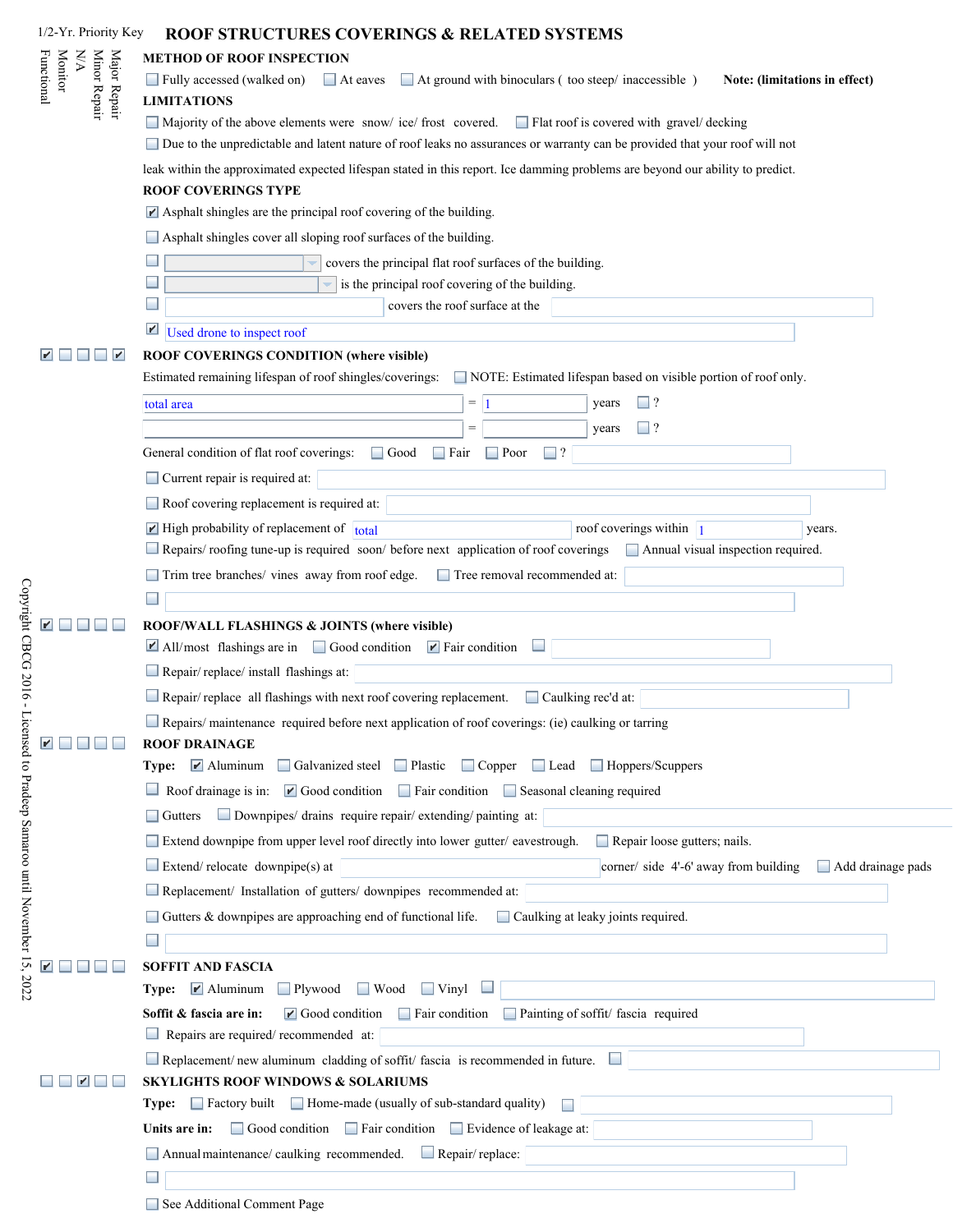1/2-Yr. Priority Key

Major Repair | Minor Repair | N/A | Monitor | Functional

# ROOF STRUCTURES COVERINGS & RELATED SYSTEMS

**METHOD OF ROOF INSPECTION**

☐ Fully accessed (walked on) ☐ At eaves ☐ At ground with binoculars ( too steep/ inaccessible ) **Note: (limitations in effect)**

**LIMITATIONS**

☐ Majority of the above elements were snow/ ice/ frost covered. ☐ Flat roof is covered with gravel/ decking

☐ Due to the unpredictable and latent nature of roof leaks no assurances or warranty can be provided that your roof will not leak within the approximated expected lifespan stated in this report. Ice damming problems are beyond our ability to predict.

**ROOF COVERINGS TYPE**

☑ Asphalt shingles are the principal roof covering of the building.

☐ Asphalt shingles cover all sloping roof surfaces of the building.

☐ ____ covers the principal flat roof surfaces of the building.

☐ ____ is the principal roof covering of the building.

☐ ____ covers the roof surface at the ____

☑ Used drone to inspect roof

☑ ☐ ☐ ☐ ☑ **ROOF COVERINGS CONDITION (where visible)**

Estimated remaining lifespan of roof shingles/coverings: ☐ NOTE: Estimated lifespan based on visible portion of roof only.

total area = 1 years ☐ ?

____ = ____ years ☐ ?

General condition of flat roof coverings: ☐ Good ☐ Fair ☐ Poor ☐ ?

☐ Current repair is required at:

☐ Roof covering replacement is required at:

☑ High probability of replacement of total roof coverings within 1 years.

☐ Repairs/ roofing tune-up is required soon/ before next application of roof coverings ☐ Annual visual inspection required.

☐ Trim tree branches/ vines away from roof edge. ☐ Tree removal recommended at:

☐

☑ ☐ ☐ ☐ ☐ **ROOF/WALL FLASHINGS & JOINTS (where visible)**

☑ All/most flashings are in ☐ Good condition ☑ Fair condition ☐

☐ Repair/ replace/ install flashings at:

☐ Repair/ replace all flashings with next roof covering replacement. ☐ Caulking rec'd at:

☐ Repairs/ maintenance required before next application of roof coverings: (ie) caulking or tarring

☑ ☐ ☐ ☐ ☐ **ROOF DRAINAGE**

**Type:** ☑ Aluminum ☐ Galvanized steel ☐ Plastic ☐ Copper ☐ Lead ☐ Hoppers/Scuppers

☐ Roof drainage is in: ☑ Good condition ☐ Fair condition ☐ Seasonal cleaning required

☐ Gutters ☐ Downpipes/ drains require repair/ extending/ painting at:

☐ Extend downpipe from upper level roof directly into lower gutter/ eavestrough. ☐ Repair loose gutters; nails.

☐ Extend/ relocate downpipe(s) at ____ corner/ side 4'-6' away from building ☐ Add drainage pads

☐ Replacement/ Installation of gutters/ downpipes recommended at:

☐ Gutters & downpipes are approaching end of functional life. ☐ Caulking at leaky joints required.

☐

☑ ☐ ☐ ☐ ☐ **SOFFIT AND FASCIA**

**Type:** ☑ Aluminum ☐ Plywood ☐ Wood ☐ Vinyl ☐

**Soffit & fascia are in:** ☑ Good condition ☐ Fair condition ☐ Painting of soffit/ fascia required

☐ Repairs are required/ recommended at:

☐ Replacement/ new aluminum cladding of soffit/ fascia is recommended in future. ☐

☐ ☐ ☑ ☐ ☐ **SKYLIGHTS ROOF WINDOWS & SOLARIUMS**

**Type:** ☐ Factory built ☐ Home-made (usually of sub-standard quality) ☐

**Units are in:** ☐ Good condition ☐ Fair condition ☐ Evidence of leakage at:

☐ Annual maintenance/ caulking recommended. ☐ Repair/ replace:

☐

☐ See Additional Comment Page

Copyright CBCG 2016 - Licensed to Pradeep Samaroo until November 15, 2022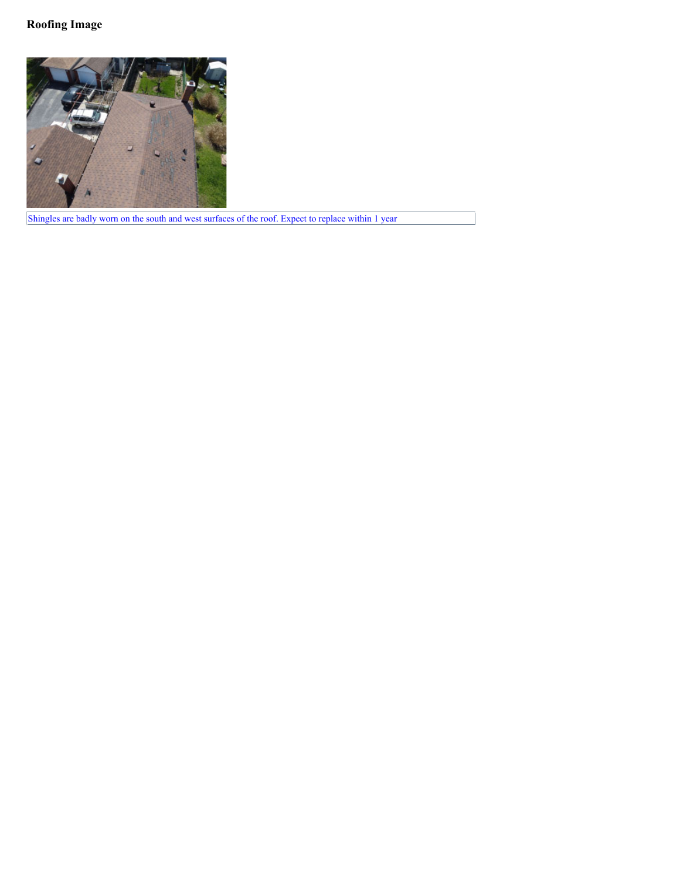### Roofing Image

Shingles are badly worn on the south and west surfaces of the roof. Expect to replace within 1 year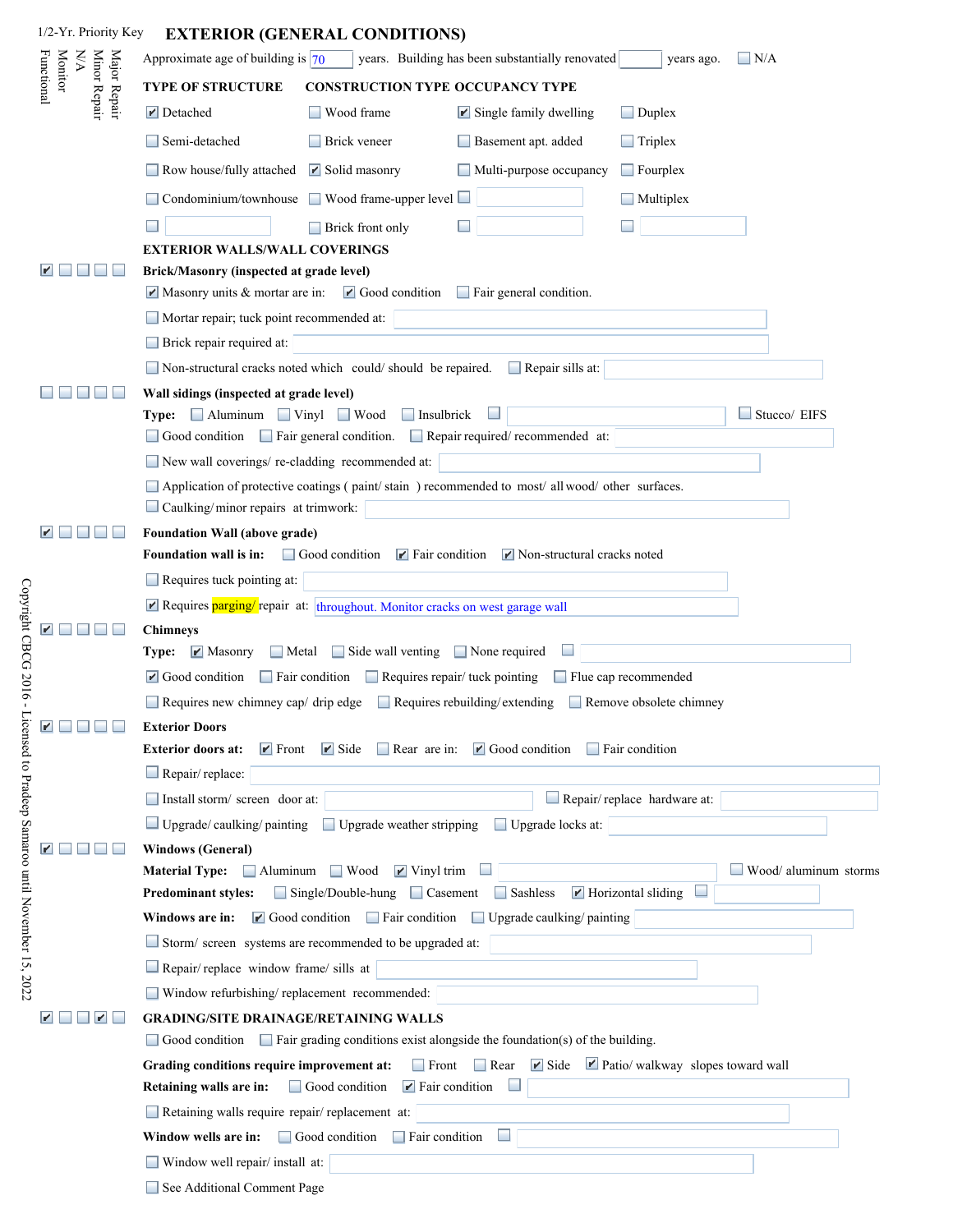1/2-Yr. Priority Key: Major Repair | Minor Repair | N/A | Monitor | Functional

# EXTERIOR (GENERAL CONDITIONS)

Approximate age of building is 70 years. Building has been substantially renovated ____ years ago. ☐ N/A

| TYPE OF STRUCTURE | CONSTRUCTION TYPE | OCCUPANCY TYPE | |
|---|---|---|---|
| ☑ Detached | ☐ Wood frame | ☑ Single family dwelling | ☐ Duplex |
| ☐ Semi-detached | ☐ Brick veneer | ☐ Basement apt. added | ☐ Triplex |
| ☐ Row house/fully attached | ☑ Solid masonry | ☐ Multi-purpose occupancy | ☐ Fourplex |
| ☐ Condominium/townhouse | ☐ Wood frame-upper level | ☐ | ☐ Multiplex |
| ☐ | ☐ Brick front only | ☐ | ☐ |

## EXTERIOR WALLS/WALL COVERINGS

☑ ☐ ☐ ☐ ☐ **Brick/Masonry (inspected at grade level)**

☑ Masonry units & mortar are in: ☑ Good condition ☐ Fair general condition.

☐ Mortar repair; tuck point recommended at:

☐ Brick repair required at:

☐ Non-structural cracks noted which could/ should be repaired. ☐ Repair sills at:

☐ ☐ ☐ ☐ ☐ **Wall sidings (inspected at grade level)**

**Type:** ☐ Aluminum ☐ Vinyl ☐ Wood ☐ Insulbrick ☐ ☐ Stucco/ EIFS

☐ Good condition ☐ Fair general condition. ☐ Repair required/ recommended at:

☐ New wall coverings/ re-cladding recommended at:

☐ Application of protective coatings ( paint/ stain ) recommended to most/ all wood/ other surfaces.

☐ Caulking/ minor repairs at trimwork:

☑ ☐ ☐ ☐ ☐ **Foundation Wall (above grade)**

**Foundation wall is in:** ☐ Good condition ☑ Fair condition ☑ Non-structural cracks noted

☐ Requires tuck pointing at:

☑ Requires parging/ repair at: throughout. Monitor cracks on west garage wall

☑ ☐ ☐ ☐ ☐ **Chimneys**

**Type:** ☑ Masonry ☐ Metal ☐ Side wall venting ☐ None required ☐

☑ Good condition ☐ Fair condition ☐ Requires repair/ tuck pointing ☐ Flue cap recommended

☐ Requires new chimney cap/ drip edge ☐ Requires rebuilding/extending ☐ Remove obsolete chimney

☑ ☐ ☐ ☐ ☐ **Exterior Doors**

**Exterior doors at:** ☑ Front ☑ Side ☐ Rear are in: ☑ Good condition ☐ Fair condition

☐ Repair/ replace:

☐ Install storm/ screen door at: ☐ Repair/ replace hardware at:

☐ Upgrade/ caulking/ painting ☐ Upgrade weather stripping ☐ Upgrade locks at:

☑ ☐ ☐ ☐ ☐ **Windows (General)**

**Material Type:** ☐ Aluminum ☐ Wood ☑ Vinyl trim ☐ ☐ Wood/ aluminum storms

**Predominant styles:** ☐ Single/Double-hung ☐ Casement ☐ Sashless ☑ Horizontal sliding ☐

**Windows are in:** ☑ Good condition ☐ Fair condition ☐ Upgrade caulking/ painting

☐ Storm/ screen systems are recommended to be upgraded at:

☐ Repair/ replace window frame/ sills at

☐ Window refurbishing/ replacement recommended:

☑ ☐ ☐ ☑ ☐ **GRADING/SITE DRAINAGE/RETAINING WALLS**

☐ Good condition ☐ Fair grading conditions exist alongside the foundation(s) of the building.

**Grading conditions require improvement at:** ☐ Front ☐ Rear ☑ Side ☑ Patio/ walkway slopes toward wall

**Retaining walls are in:** ☐ Good condition ☑ Fair condition ☐

☐ Retaining walls require repair/ replacement at:

**Window wells are in:** ☐ Good condition ☐ Fair condition ☐

☐ Window well repair/ install at:

☐ See Additional Comment Page

Copyright CBCG 2016 - Licensed to Pradeep Samaroo until November 15, 2022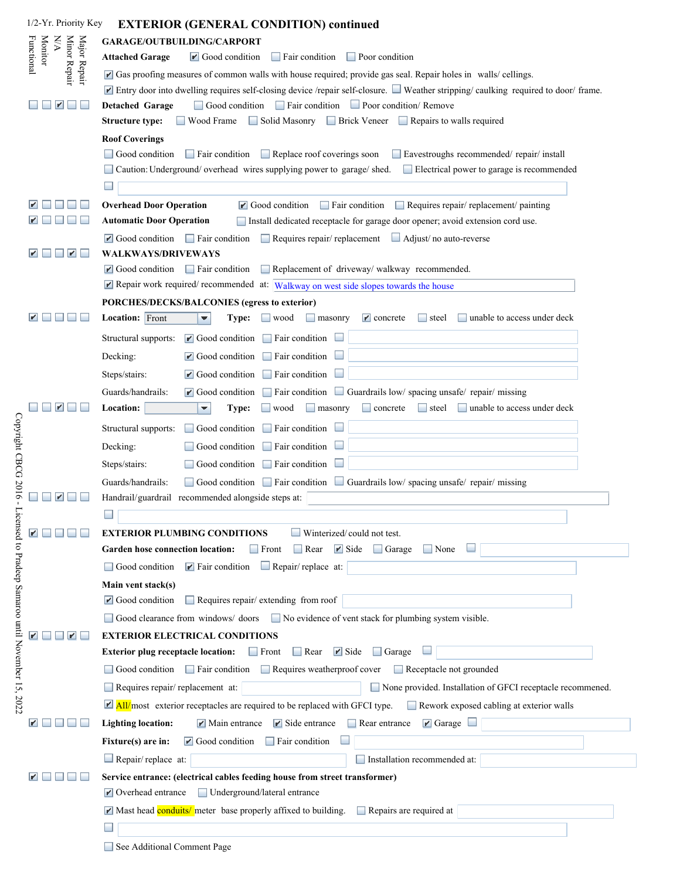1/2-Yr. Priority Key: Functional | Monitor | N/A | Minor Repair | Major Repair

# EXTERIOR (GENERAL CONDITION) continued

## GARAGE/OUTBUILDING/CARPORT

**Attached Garage** ☑ Good condition ☐ Fair condition ☐ Poor condition

☑ Gas proofing measures of common walls with house required; provide gas seal. Repair holes in walls/ cellings.

☑ Entry door into dwelling requires self-closing device /repair self-closure. ☐ Weather stripping/ caulking required to door/ frame.

Priority: ☐ Functional ☐ Monitor ☑ N/A ☐ Minor Repair ☐ Major Repair

**Detached Garage** ☐ Good condition ☐ Fair condition ☐ Poor condition/ Remove

**Structure type:** ☐ Wood Frame ☐ Solid Masonry ☐ Brick Veneer ☐ Repairs to walls required

**Roof Coverings**

☐ Good condition ☐ Fair condition ☐ Replace roof coverings soon ☐ Eavestroughs recommended/ repair/ install

☐ Caution: Underground/ overhead wires supplying power to garage/ shed. ☐ Electrical power to garage is recommended

☐

Priority: ☑ Functional ☐ Monitor ☐ N/A ☐ Minor Repair ☐ Major Repair

**Overhead Door Operation** ☑ Good condition ☐ Fair condition ☐ Requires repair/ replacement/ painting

Priority: ☑ Functional ☐ Monitor ☐ N/A ☐ Minor Repair ☐ Major Repair

**Automatic Door Operation** ☐ Install dedicated receptacle for garage door opener; avoid extension cord use.

☑ Good condition ☐ Fair condition ☐ Requires repair/ replacement ☐ Adjust/ no auto-reverse

Priority: ☑ Functional ☐ Monitor ☐ N/A ☑ Minor Repair ☐ Major Repair

## WALKWAYS/DRIVEWAYS

☑ Good condition ☐ Fair condition ☐ Replacement of driveway/ walkway recommended.

☑ Repair work required/ recommended at: Walkway on west side slopes towards the house

## PORCHES/DECKS/BALCONIES (egress to exterior)

Priority: ☑ Functional ☐ Monitor ☐ N/A ☐ Minor Repair ☐ Major Repair

**Location:** Front **Type:** ☐ wood ☐ masonry ☑ concrete ☐ steel ☐ unable to access under deck

Structural supports: ☑ Good condition ☐ Fair condition ☐

Decking: ☑ Good condition ☐ Fair condition ☐

Steps/stairs: ☑ Good condition ☐ Fair condition ☐

Guards/handrails: ☑ Good condition ☐ Fair condition ☐ Guardrails low/ spacing unsafe/ repair/ missing

Priority: ☐ Functional ☐ Monitor ☑ N/A ☐ Minor Repair ☐ Major Repair

**Location:** **Type:** ☐ wood ☐ masonry ☐ concrete ☐ steel ☐ unable to access under deck

Structural supports: ☐ Good condition ☐ Fair condition ☐

Decking: ☐ Good condition ☐ Fair condition ☐

Steps/stairs: ☐ Good condition ☐ Fair condition ☐

Guards/handrails: ☐ Good condition ☐ Fair condition ☐ Guardrails low/ spacing unsafe/ repair/ missing

Priority: ☐ Functional ☐ Monitor ☑ N/A ☐ Minor Repair ☐ Major Repair

Handrail/guardrail recommended alongside steps at:

☐

Priority: ☑ Functional ☐ Monitor ☐ N/A ☐ Minor Repair ☐ Major Repair

## EXTERIOR PLUMBING CONDITIONS

☐ Winterized/ could not test.

**Garden hose connection location:** ☐ Front ☐ Rear ☑ Side ☐ Garage ☐ None ☐

☐ Good condition ☑ Fair condition ☐ Repair/ replace at:

**Main vent stack(s)**

☑ Good condition ☐ Requires repair/ extending from roof

☐ Good clearance from windows/ doors ☐ No evidence of vent stack for plumbing system visible.

Priority: ☑ Functional ☐ Monitor ☐ N/A ☑ Minor Repair ☐ Major Repair

## EXTERIOR ELECTRICAL CONDITIONS

**Exterior plug receptacle location:** ☐ Front ☐ Rear ☑ Side ☐ Garage ☐

☐ Good condition ☐ Fair condition ☐ Requires weatherproof cover ☐ Receptacle not grounded

☐ Requires repair/ replacement at: ☐ None provided. Installation of GFCI receptacle recommened.

☑ All/most exterior receptacles are required to be replaced with GFCI type. ☐ Rework exposed cabling at exterior walls

Priority: ☑ Functional ☐ Monitor ☐ N/A ☐ Minor Repair ☐ Major Repair

**Lighting location:** ☑ Main entrance ☑ Side entrance ☐ Rear entrance ☑ Garage ☐

**Fixture(s) are in:** ☑ Good condition ☐ Fair condition ☐

☐ Repair/ replace at: ☐ Installation recommended at:

Priority: ☑ Functional ☐ Monitor ☐ N/A ☐ Minor Repair ☐ Major Repair

**Service entrance: (electrical cables feeding house from street transformer)**

☑ Overhead entrance ☐ Underground/lateral entrance

☑ Mast head conduits/ meter base properly affixed to building. ☐ Repairs are required at

☐

☐ See Additional Comment Page

Copyright CBCG 2016 - Licensed to Pradeep Samaroo until November 15, 2022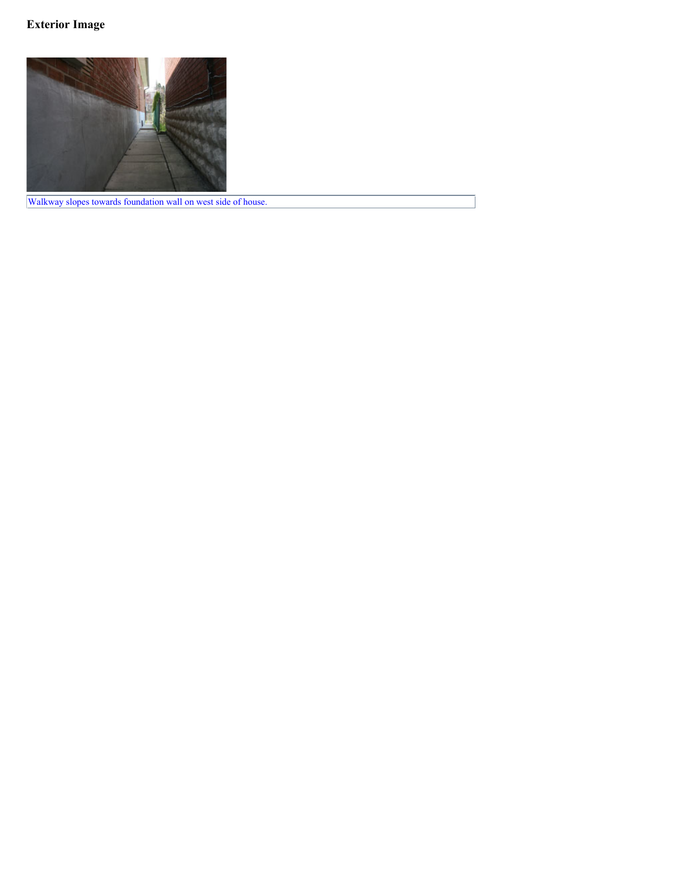### Exterior Image

Walkway slopes towards foundation wall on west side of house.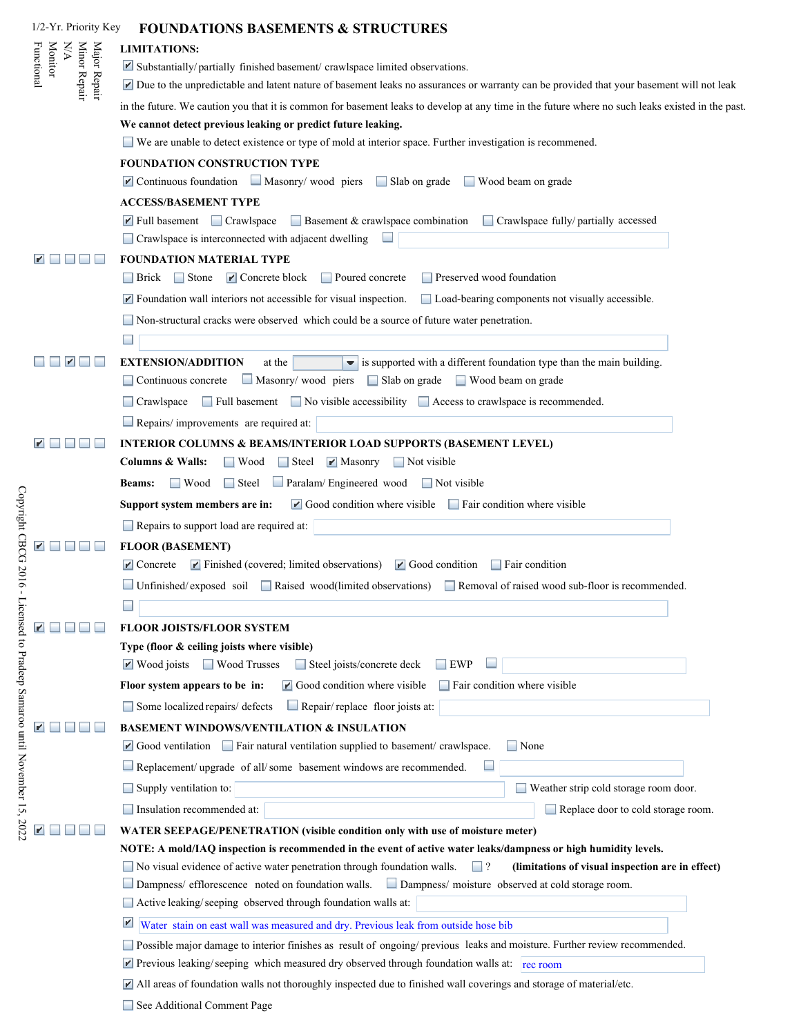# FOUNDATIONS BASEMENTS & STRUCTURES

1/2-Yr. Priority Key: Major Repair | Minor Repair | N/A | Monitor | Functional

**LIMITATIONS:**

- [x] Substantially/ partially finished basement/ crawlspace limited observations.
- [x] Due to the unpredictable and latent nature of basement leaks no assurances or warranty can be provided that your basement will not leak in the future. We caution you that it is common for basement leaks to develop at any time in the future where no such leaks existed in the past.

**We cannot detect previous leaking or predict future leaking.**

- [ ] We are unable to detect existence or type of mold at interior space. Further investigation is recommended.

**FOUNDATION CONSTRUCTION TYPE**

- [x] Continuous foundation
- [ ] Masonry/ wood piers
- [ ] Slab on grade
- [ ] Wood beam on grade

**ACCESS/BASEMENT TYPE**

- [x] Full basement
- [ ] Crawlspace
- [ ] Basement & crawlspace combination
- [ ] Crawlspace fully/ partially accessed
- [ ] Crawlspace is interconnected with adjacent dwelling
- [ ]

**FOUNDATION MATERIAL TYPE** — Priority: [ ] Major Repair [ ] Minor Repair [ ] N/A [ ] Monitor [x] Functional

- [ ] Brick
- [ ] Stone
- [x] Concrete block
- [ ] Poured concrete
- [ ] Preserved wood foundation
- [x] Foundation wall interiors not accessible for visual inspection.
- [ ] Load-bearing components not visually accessible.
- [ ] Non-structural cracks were observed which could be a source of future water penetration.
- [ ]

**EXTENSION/ADDITION** at the ______ is supported with a different foundation type than the main building. — Priority: [ ] Major Repair [ ] Minor Repair [x] N/A [ ] Monitor [ ] Functional

- [ ] Continuous concrete
- [ ] Masonry/ wood piers
- [ ] Slab on grade
- [ ] Wood beam on grade
- [ ] Crawlspace
- [ ] Full basement
- [ ] No visible accessibility
- [ ] Access to crawlspace is recommended.
- [ ] Repairs/ improvements are required at:

**INTERIOR COLUMNS & BEAMS/INTERIOR LOAD SUPPORTS (BASEMENT LEVEL)** — Priority: [ ] Major Repair [ ] Minor Repair [ ] N/A [ ] Monitor [x] Functional

**Columns & Walls:**
- [ ] Wood
- [ ] Steel
- [x] Masonry
- [ ] Not visible

**Beams:**
- [ ] Wood
- [ ] Steel
- [ ] Paralam/ Engineered wood
- [ ] Not visible

**Support system members are in:**
- [x] Good condition where visible
- [ ] Fair condition where visible
- [ ] Repairs to support load are required at:

**FLOOR (BASEMENT)** — Priority: [ ] Major Repair [ ] Minor Repair [ ] N/A [ ] Monitor [x] Functional

- [x] Concrete
- [x] Finished (covered; limited observations)
- [x] Good condition
- [ ] Fair condition
- [ ] Unfinished/ exposed soil
- [ ] Raised wood(limited observations)
- [ ] Removal of raised wood sub-floor is recommended.
- [ ]

**FLOOR JOISTS/FLOOR SYSTEM** — Priority: [ ] Major Repair [ ] Minor Repair [ ] N/A [ ] Monitor [x] Functional

**Type (floor & ceiling joists where visible)**
- [x] Wood joists
- [ ] Wood Trusses
- [ ] Steel joists/concrete deck
- [ ] EWP
- [ ]

**Floor system appears to be in:**
- [x] Good condition where visible
- [ ] Fair condition where visible
- [ ] Some localized repairs/ defects
- [ ] Repair/ replace floor joists at:

**BASEMENT WINDOWS/VENTILATION & INSULATION** — Priority: [ ] Major Repair [ ] Minor Repair [ ] N/A [ ] Monitor [x] Functional

- [x] Good ventilation
- [ ] Fair natural ventilation supplied to basement/ crawlspace.
- [ ] None
- [ ] Replacement/ upgrade of all/ some basement windows are recommended.
- [ ]
- [ ] Supply ventilation to:
- [ ] Weather strip cold storage room door.
- [ ] Insulation recommended at:
- [ ] Replace door to cold storage room.

**WATER SEEPAGE/PENETRATION (visible condition only with use of moisture meter)** — Priority: [ ] Major Repair [ ] Minor Repair [ ] N/A [ ] Monitor [x] Functional

**NOTE: A mold/IAQ inspection is recommended in the event of active water leaks/dampness or high humidity levels.**

- [ ] No visual evidence of active water penetration through foundation walls.
- [ ] ? **(limitations of visual inspection are in effect)**
- [ ] Dampness/ efflorescence noted on foundation walls.
- [ ] Dampness/ moisture observed at cold storage room.
- [ ] Active leaking/ seeping observed through foundation walls at:
- [x] Water stain on east wall was measured and dry. Previous leak from outside hose bib
- [ ] Possible major damage to interior finishes as result of ongoing/ previous leaks and moisture. Further review recommended.
- [x] Previous leaking/ seeping which measured dry observed through foundation walls at: rec room
- [x] All areas of foundation walls not thoroughly inspected due to finished wall coverings and storage of material/etc.
- [ ] See Additional Comment Page

Copyright CBCG 2016 - Licensed to Pradeep Samaroo until November 15, 2022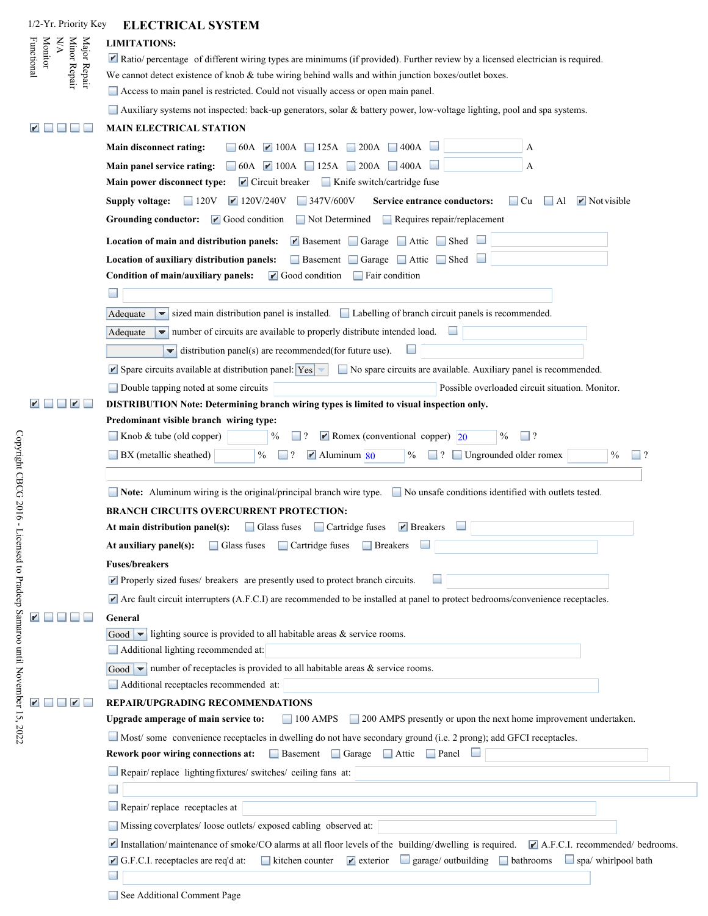1/2-Yr. Priority Key

## ELECTRICAL SYSTEM

Major Repair | Minor Repair | N/A | Monitor | Functional

### LIMITATIONS:

- [x] Ratio/ percentage of different wiring types are minimums (if provided). Further review by a licensed electrician is required.

We cannot detect existence of knob & tube wiring behind walls and within junction boxes/outlet boxes.

- [ ] Access to main panel is restricted. Could not visually access or open main panel.
- [ ] Auxiliary systems not inspected: back-up generators, solar & battery power, low-voltage lighting, pool and spa systems.

### MAIN ELECTRICAL STATION

Priority: [x] Functional [ ] Monitor [ ] N/A [ ] Minor Repair [ ] Major Repair

**Main disconnect rating:** [ ] 60A [x] 100A [ ] 125A [ ] 200A [ ] 400A [ ] ____ A

**Main panel service rating:** [ ] 60A [x] 100A [ ] 125A [ ] 200A [ ] 400A [ ] ____ A

**Main power disconnect type:** [x] Circuit breaker [ ] Knife switch/cartridge fuse

**Supply voltage:** [ ] 120V [x] 120V/240V [ ] 347V/600V **Service entrance conductors:** [ ] Cu [ ] Al [x] Not visible

**Grounding conductor:** [x] Good condition [ ] Not Determined [ ] Requires repair/replacement

**Location of main and distribution panels:** [x] Basement [ ] Garage [ ] Attic [ ] Shed [ ]

**Location of auxiliary distribution panels:** [ ] Basement [ ] Garage [ ] Attic [ ] Shed [ ]

**Condition of main/auxiliary panels:** [x] Good condition [ ] Fair condition

- [ ]

Adequate sized main distribution panel is installed. [ ] Labelling of branch circuit panels is recommended.

Adequate number of circuits are available to properly distribute intended load. [ ]

____ distribution panel(s) are recommended(for future use). [ ]

- [x] Spare circuits available at distribution panel: Yes [ ] No spare circuits are available. Auxiliary panel is recommended.
- [ ] Double tapping noted at some circuits ____ Possible overloaded circuit situation. Monitor.

### DISTRIBUTION Note: Determining branch wiring types is limited to visual inspection only.

Priority: [x] Functional [ ] Monitor [ ] N/A [x] Minor Repair [ ] Major Repair

**Predominant visible branch wiring type:**

- [ ] Knob & tube (old copper) ____ % [ ] ? [x] Romex (conventional copper) 20 % [ ] ?
- [ ] BX (metallic sheathed) ____ % [ ] ? [x] Aluminum 80 % [ ] ? [ ] Ungrounded older romex ____ % [ ] ?

- [ ] **Note:** Aluminum wiring is the original/principal branch wire type. [ ] No unsafe conditions identified with outlets tested.

**BRANCH CIRCUITS OVERCURRENT PROTECTION:**

**At main distribution panel(s):** [ ] Glass fuses [ ] Cartridge fuses [x] Breakers [ ]

**At auxiliary panel(s):** [ ] Glass fuses [ ] Cartridge fuses [ ] Breakers [ ]

**Fuses/breakers**

- [x] Properly sized fuses/ breakers are presently used to protect branch circuits. [ ]
- [x] Arc fault circuit interrupters (A.F.C.I) are recommended to be installed at panel to protect bedrooms/convenience receptacles.

### General

Priority: [x] Functional [ ] Monitor [ ] N/A [ ] Minor Repair [ ] Major Repair

Good lighting source is provided to all habitable areas & service rooms.

- [ ] Additional lighting recommended at:

Good number of receptacles is provided to all habitable areas & service rooms.

- [ ] Additional receptacles recommended at:

### REPAIR/UPGRADING RECOMMENDATIONS

Priority: [x] Functional [ ] Monitor [ ] N/A [x] Minor Repair [ ] Major Repair

**Upgrade amperage of main service to:** [ ] 100 AMPS [ ] 200 AMPS presently or upon the next home improvement undertaken.

- [ ] Most/ some convenience receptacles in dwelling do not have secondary ground (i.e. 2 prong); add GFCI receptacles.

**Rework poor wiring connections at:** [ ] Basement [ ] Garage [ ] Attic [ ] Panel [ ]

- [ ] Repair/ replace lighting fixtures/ switches/ ceiling fans at:
- [ ]
- [ ] Repair/ replace receptacles at
- [ ] Missing coverplates/ loose outlets/ exposed cabling observed at:
- [x] Installation/ maintenance of smoke/CO alarms at all floor levels of the building/dwelling is required. [x] A.F.C.I. recommended/ bedrooms.
- [x] G.F.C.I. receptacles are req'd at: [ ] kitchen counter [x] exterior [ ] garage/ outbuilding [ ] bathrooms [ ] spa/ whirlpool bath
- [ ]
- [ ] See Additional Comment Page

Copyright CBCG 2016 - Licensed to Pradeep Samaroo until November 15, 2022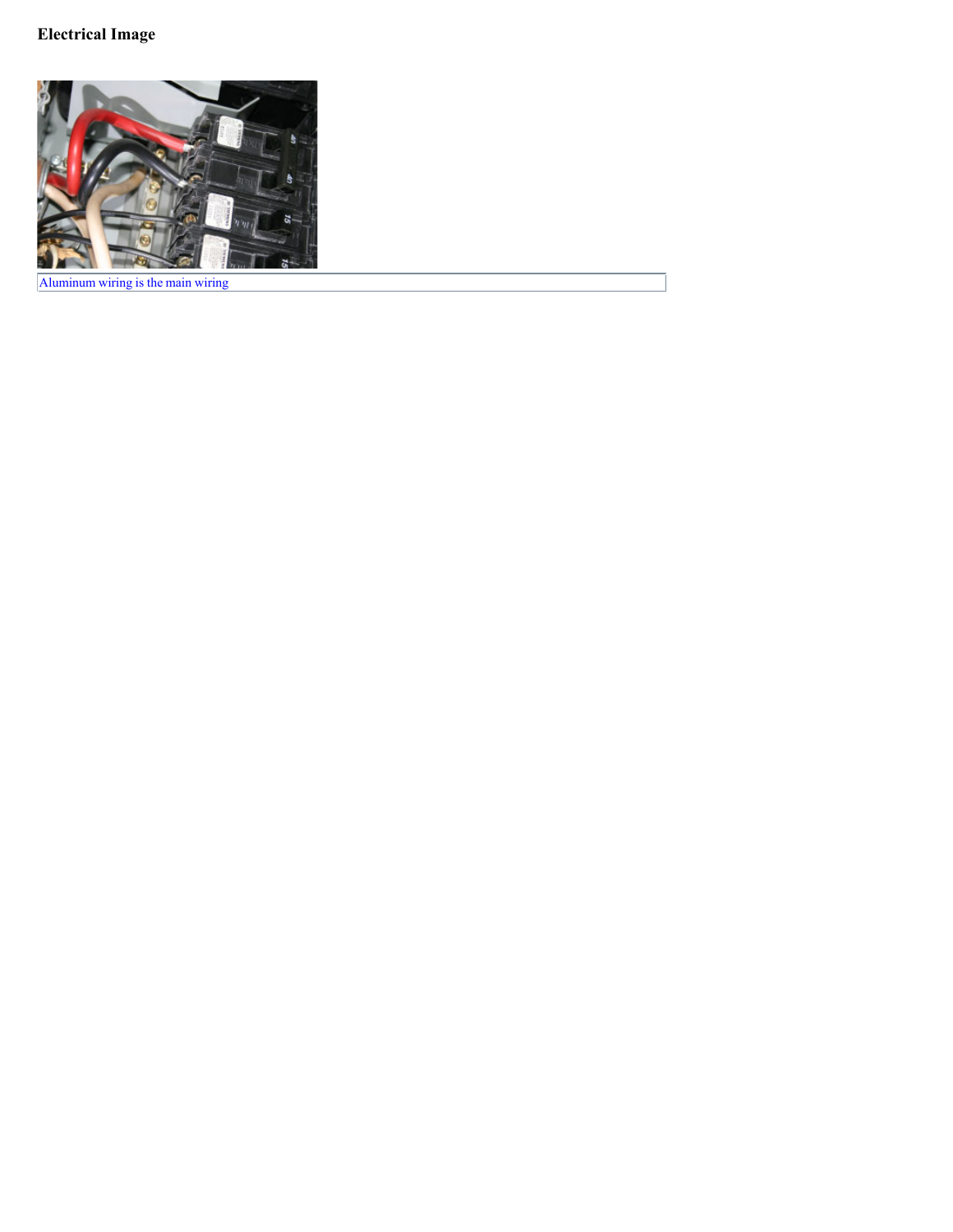### Electrical Image

Aluminum wiring is the main wiring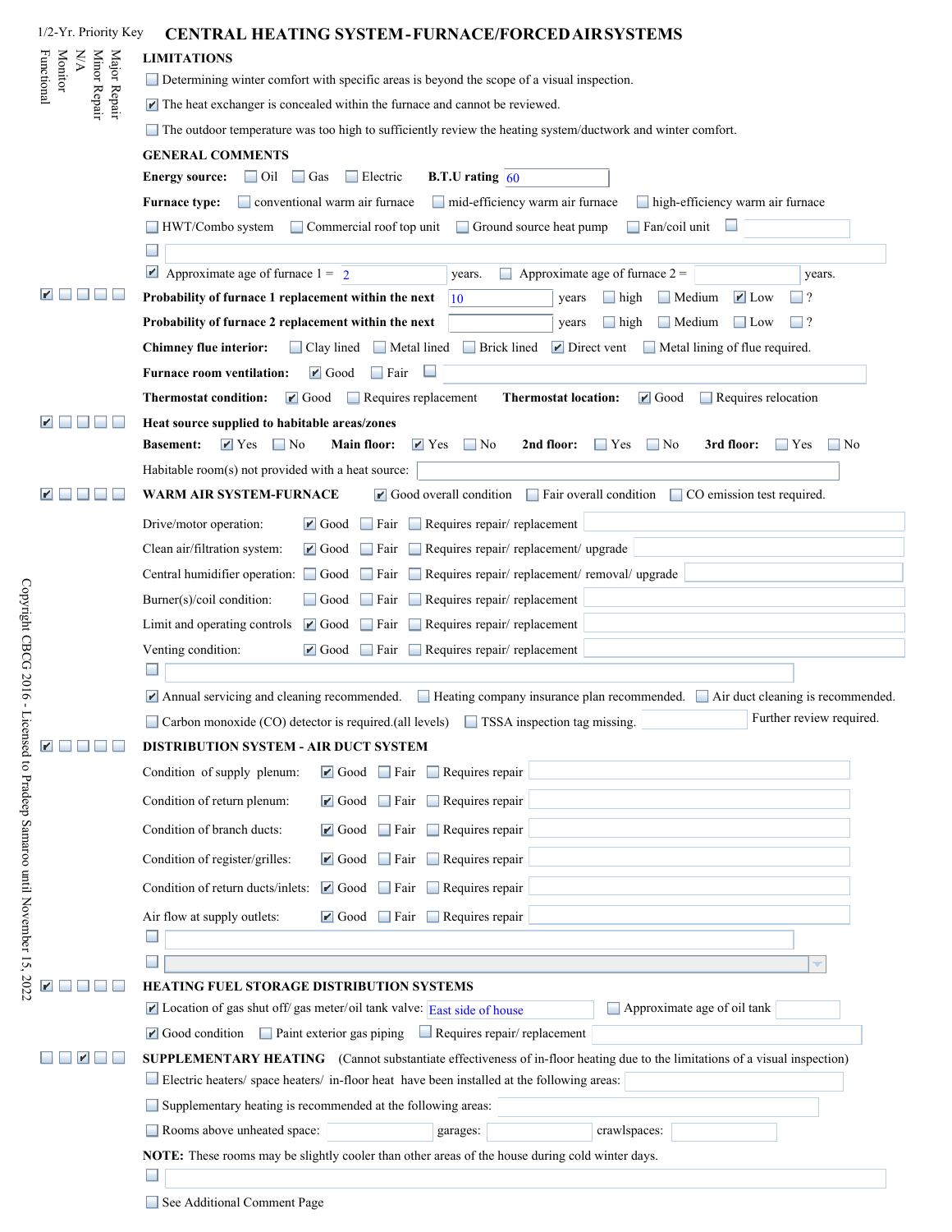1/2-Yr. Priority Key: Major Repair | Minor Repair | N/A | Monitor | Functional

# CENTRAL HEATING SYSTEM - FURNACE/FORCED AIR SYSTEMS

## LIMITATIONS

- ☐ Determining winter comfort with specific areas is beyond the scope of a visual inspection.
- ☑ The heat exchanger is concealed within the furnace and cannot be reviewed.
- ☐ The outdoor temperature was too high to sufficiently review the heating system/ductwork and winter comfort.

## GENERAL COMMENTS

**Energy source:** ☐ Oil ☐ Gas ☐ Electric **B.T.U rating** 60

**Furnace type:** ☐ conventional warm air furnace ☐ mid-efficiency warm air furnace ☐ high-efficiency warm air furnace

☐ HWT/Combo system ☐ Commercial roof top unit ☐ Ground source heat pump ☐ Fan/coil unit ☐

☐

☑ Approximate age of furnace 1 = 2 years. ☐ Approximate age of furnace 2 = years.

[Priority: Major Repair ☑] **Probability of furnace 1 replacement within the next** 10 years ☐ high ☐ Medium ☑ Low ☐ ?

**Probability of furnace 2 replacement within the next** years ☐ high ☐ Medium ☐ Low ☐ ?

**Chimney flue interior:** ☐ Clay lined ☐ Metal lined ☐ Brick lined ☑ Direct vent ☐ Metal lining of flue required.

**Furnace room ventilation:** ☑ Good ☐ Fair ☐

**Thermostat condition:** ☑ Good ☐ Requires replacement **Thermostat location:** ☑ Good ☐ Requires relocation

[Priority: Major Repair ☑] **Heat source supplied to habitable areas/zones**

**Basement:** ☑ Yes ☐ No **Main floor:** ☑ Yes ☐ No **2nd floor:** ☐ Yes ☐ No **3rd floor:** ☐ Yes ☐ No

Habitable room(s) not provided with a heat source:

[Priority: Major Repair ☑] **WARM AIR SYSTEM-FURNACE** ☑ Good overall condition ☐ Fair overall condition ☐ CO emission test required.

- Drive/motor operation: ☑ Good ☐ Fair ☐ Requires repair/ replacement
- Clean air/filtration system: ☑ Good ☐ Fair ☐ Requires repair/ replacement/ upgrade
- Central humidifier operation: ☐ Good ☐ Fair ☐ Requires repair/ replacement/ removal/ upgrade
- Burner(s)/coil condition: ☐ Good ☐ Fair ☐ Requires repair/ replacement
- Limit and operating controls ☑ Good ☐ Fair ☐ Requires repair/ replacement
- Venting condition: ☑ Good ☐ Fair ☐ Requires repair/ replacement

☐

☑ Annual servicing and cleaning recommended. ☐ Heating company insurance plan recommended. ☐ Air duct cleaning is recommended.

☐ Carbon monoxide (CO) detector is required.(all levels) ☐ TSSA inspection tag missing. Further review required.

[Priority: Major Repair ☑] **DISTRIBUTION SYSTEM - AIR DUCT SYSTEM**

- Condition of supply plenum: ☑ Good ☐ Fair ☐ Requires repair
- Condition of return plenum: ☑ Good ☐ Fair ☐ Requires repair
- Condition of branch ducts: ☑ Good ☐ Fair ☐ Requires repair
- Condition of register/grilles: ☑ Good ☐ Fair ☐ Requires repair
- Condition of return ducts/inlets: ☑ Good ☐ Fair ☐ Requires repair
- Air flow at supply outlets: ☑ Good ☐ Fair ☐ Requires repair

☐

☐

[Priority: Major Repair ☑] **HEATING FUEL STORAGE DISTRIBUTION SYSTEMS**

☑ Location of gas shut off/ gas meter/ oil tank valve: East side of house ☐ Approximate age of oil tank

☑ Good condition ☐ Paint exterior gas piping ☐ Requires repair/ replacement

[Priority: N/A ☑] **SUPPLEMENTARY HEATING** (Cannot substantiate effectiveness of in-floor heating due to the limitations of a visual inspection)

☐ Electric heaters/ space heaters/ in-floor heat have been installed at the following areas:

☐ Supplementary heating is recommended at the following areas:

☐ Rooms above unheated space: garages: crawlspaces:

**NOTE:** These rooms may be slightly cooler than other areas of the house during cold winter days.

☐

☐ See Additional Comment Page

Copyright CBCG 2016 - Licensed to Pradeep Samaroo until November 15, 2022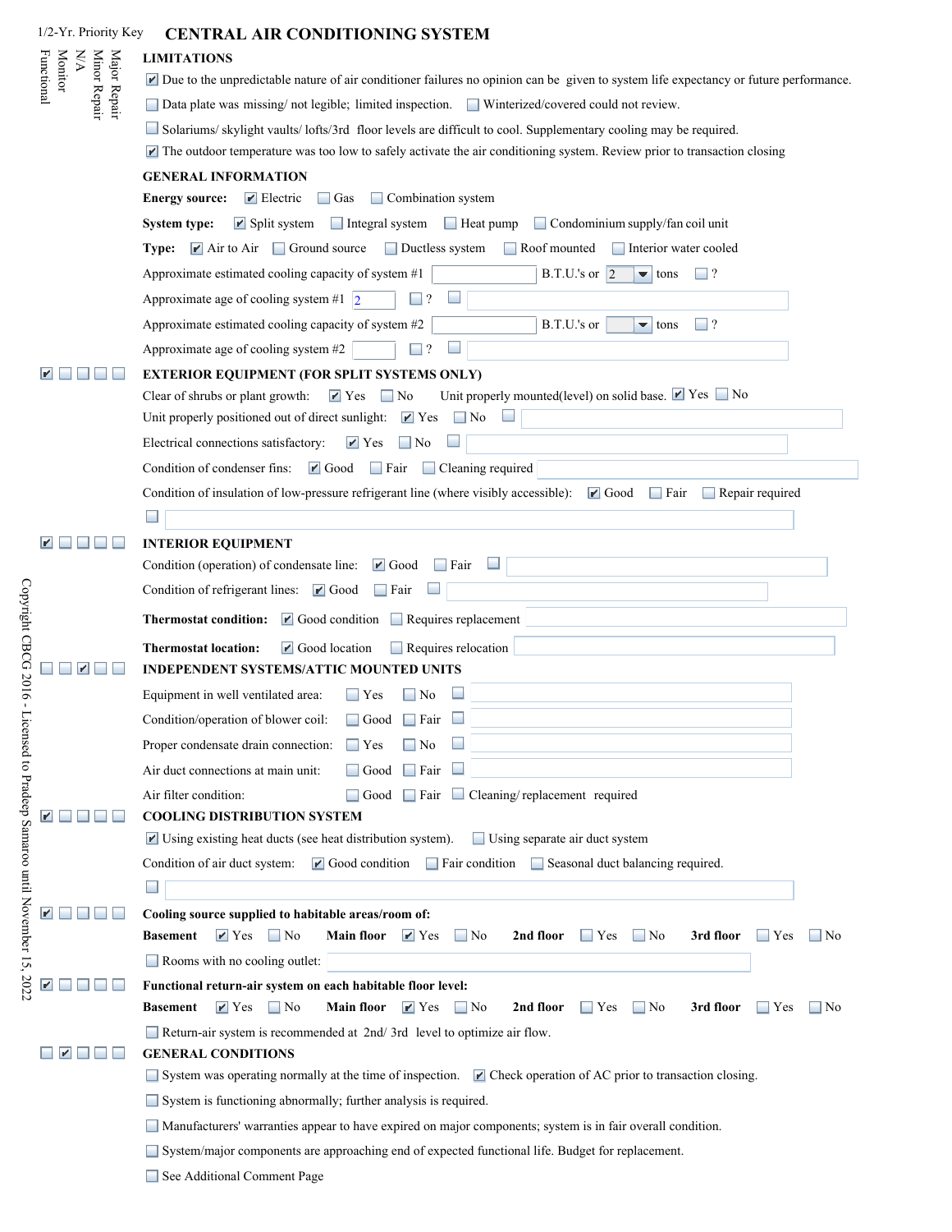1/2-Yr. Priority Key: Major Repair | Minor Repair | N/A | Monitor | Functional

# CENTRAL AIR CONDITIONING SYSTEM

## LIMITATIONS

- [x] Due to the unpredictable nature of air conditioner failures no opinion can be given to system life expectancy or future performance.
- [ ] Data plate was missing/ not legible; limited inspection.
- [ ] Winterized/covered could not review.
- [ ] Solariums/ skylight vaults/ lofts/3rd floor levels are difficult to cool. Supplementary cooling may be required.
- [x] The outdoor temperature was too low to safely activate the air conditioning system. Review prior to transaction closing

## GENERAL INFORMATION

**Energy source:** [x] Electric [ ] Gas [ ] Combination system

**System type:** [x] Split system [ ] Integral system [ ] Heat pump [ ] Condominium supply/fan coil unit

**Type:** [x] Air to Air [ ] Ground source [ ] Ductless system [ ] Roof mounted [ ] Interior water cooled

Approximate estimated cooling capacity of system #1 ______ B.T.U.'s or 2 tons [ ] ?

Approximate age of cooling system #1 2 [ ] ? [ ]

Approximate estimated cooling capacity of system #2 ______ B.T.U.'s or ______ tons [ ] ?

Approximate age of cooling system #2 ______ [ ] ? [ ]

## EXTERIOR EQUIPMENT (FOR SPLIT SYSTEMS ONLY)

Priority: [x] Major Repair [ ] Minor Repair [ ] N/A [ ] Monitor [ ] Functional

Clear of shrubs or plant growth: [x] Yes [ ] No
Unit properly mounted(level) on solid base. [x] Yes [ ] No

Unit properly positioned out of direct sunlight: [x] Yes [ ] No [ ]

Electrical connections satisfactory: [x] Yes [ ] No [ ]

Condition of condenser fins: [x] Good [ ] Fair [ ] Cleaning required

Condition of insulation of low-pressure refrigerant line (where visibly accessible): [x] Good [ ] Fair [ ] Repair required

[ ]

## INTERIOR EQUIPMENT

Priority: [x] Major Repair [ ] Minor Repair [ ] N/A [ ] Monitor [ ] Functional

Condition (operation) of condensate line: [x] Good [ ] Fair [ ]

Condition of refrigerant lines: [x] Good [ ] Fair [ ]

**Thermostat condition:** [x] Good condition [ ] Requires replacement

**Thermostat location:** [x] Good location [ ] Requires relocation

## INDEPENDENT SYSTEMS/ATTIC MOUNTED UNITS

Priority: [ ] Major Repair [ ] Minor Repair [x] N/A [ ] Monitor [ ] Functional

Equipment in well ventilated area: [ ] Yes [ ] No [ ]

Condition/operation of blower coil: [ ] Good [ ] Fair [ ]

Proper condensate drain connection: [ ] Yes [ ] No [ ]

Air duct connections at main unit: [ ] Good [ ] Fair [ ]

Air filter condition: [ ] Good [ ] Fair [ ] Cleaning/ replacement required

## COOLING DISTRIBUTION SYSTEM

Priority: [x] Major Repair [ ] Minor Repair [ ] N/A [ ] Monitor [ ] Functional

- [x] Using existing heat ducts (see heat distribution system).
- [ ] Using separate air duct system

Condition of air duct system: [x] Good condition [ ] Fair condition [ ] Seasonal duct balancing required.

[ ]

## Cooling source supplied to habitable areas/room of:

Priority: [x] Major Repair [ ] Minor Repair [ ] N/A [ ] Monitor [ ] Functional

**Basement** [x] Yes [ ] No **Main floor** [x] Yes [ ] No **2nd floor** [ ] Yes [ ] No **3rd floor** [ ] Yes [ ] No

[ ] Rooms with no cooling outlet:

## Functional return-air system on each habitable floor level:

Priority: [x] Major Repair [ ] Minor Repair [ ] N/A [ ] Monitor [ ] Functional

**Basement** [x] Yes [ ] No **Main floor** [x] Yes [ ] No **2nd floor** [ ] Yes [ ] No **3rd floor** [ ] Yes [ ] No

[ ] Return-air system is recommended at 2nd/ 3rd level to optimize air flow.

## GENERAL CONDITIONS

Priority: [ ] Major Repair [x] Minor Repair [ ] N/A [ ] Monitor [ ] Functional

- [ ] System was operating normally at the time of inspection.
- [x] Check operation of AC prior to transaction closing.
- [ ] System is functioning abnormally; further analysis is required.
- [ ] Manufacturers' warranties appear to have expired on major components; system is in fair overall condition.
- [ ] System/major components are approaching end of expected functional life. Budget for replacement.
- [ ] See Additional Comment Page

Copyright CBCG 2016 - Licensed to Pradeep Samaroo until November 15, 2022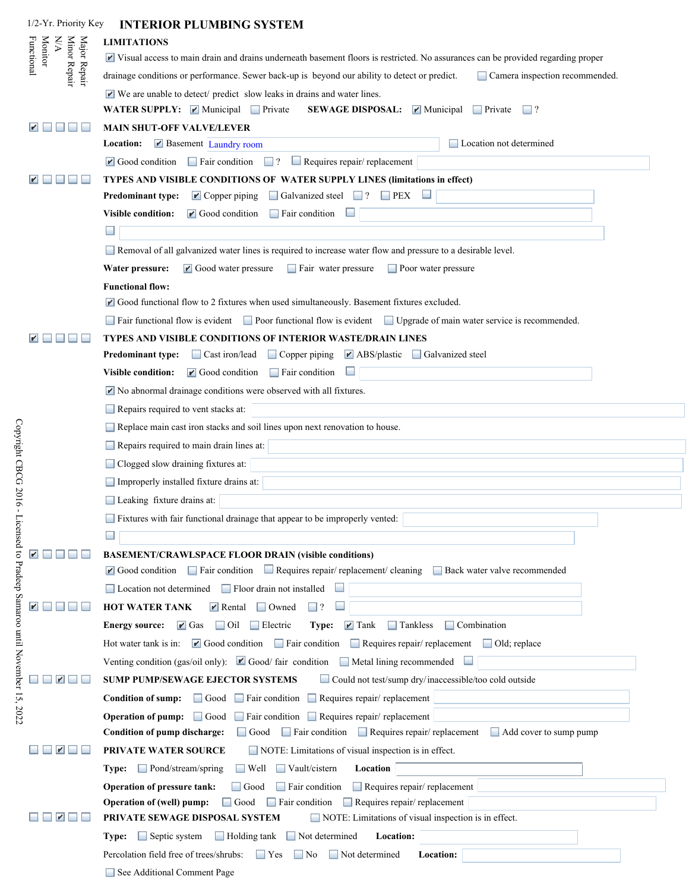1/2-Yr. Priority Key: Major Repair | Minor Repair | N/A | Monitor | Functional

## INTERIOR PLUMBING SYSTEM

### LIMITATIONS

- [x] Visual access to main drain and drains underneath basement floors is restricted. No assurances can be provided regarding proper drainage conditions or performance. Sewer back-up is beyond our ability to detect or predict. [ ] Camera inspection recommended.
- [x] We are unable to detect/ predict slow leaks in drains and water lines.

**WATER SUPPLY:** [x] Municipal [ ] Private **SEWAGE DISPOSAL:** [x] Municipal [ ] Private [ ] ?

### MAIN SHUT-OFF VALVE/LEVER

Priority: [ ] Major Repair [ ] Minor Repair [ ] N/A [ ] Monitor [x] Functional

**Location:** [x] Basement Laundry room [ ] Location not determined

[x] Good condition [ ] Fair condition [ ] ? [ ] Requires repair/ replacement

### TYPES AND VISIBLE CONDITIONS OF WATER SUPPLY LINES (limitations in effect)

Priority: [ ] Major Repair [ ] Minor Repair [ ] N/A [ ] Monitor [x] Functional

**Predominant type:** [x] Copper piping [ ] Galvanized steel [ ] ? [ ] PEX [ ]

**Visible condition:** [x] Good condition [ ] Fair condition [ ]

[ ]

[ ] Removal of all galvanized water lines is required to increase water flow and pressure to a desirable level.

**Water pressure:** [x] Good water pressure [ ] Fair water pressure [ ] Poor water pressure

**Functional flow:**

[x] Good functional flow to 2 fixtures when used simultaneously. Basement fixtures excluded.

[ ] Fair functional flow is evident [ ] Poor functional flow is evident [ ] Upgrade of main water service is recommended.

### TYPES AND VISIBLE CONDITIONS OF INTERIOR WASTE/DRAIN LINES

Priority: [ ] Major Repair [ ] Minor Repair [ ] N/A [ ] Monitor [x] Functional

**Predominant type:** [ ] Cast iron/lead [ ] Copper piping [x] ABS/plastic [ ] Galvanized steel

**Visible condition:** [x] Good condition [ ] Fair condition [ ]

- [x] No abnormal drainage conditions were observed with all fixtures.
- [ ] Repairs required to vent stacks at:
- [ ] Replace main cast iron stacks and soil lines upon next renovation to house.
- [ ] Repairs required to main drain lines at:
- [ ] Clogged slow draining fixtures at:
- [ ] Improperly installed fixture drains at:
- [ ] Leaking fixture drains at:
- [ ] Fixtures with fair functional drainage that appear to be improperly vented:
- [ ]

### BASEMENT/CRAWLSPACE FLOOR DRAIN (visible conditions)

Priority: [ ] Major Repair [ ] Minor Repair [ ] N/A [ ] Monitor [x] Functional

[x] Good condition [ ] Fair condition [ ] Requires repair/ replacement/ cleaning [ ] Back water valve recommended

[ ] Location not determined [ ] Floor drain not installed [ ]

### HOT WATER TANK

Priority: [ ] Major Repair [ ] Minor Repair [ ] N/A [ ] Monitor [x] Functional

[x] Rental [ ] Owned [ ] ? [ ]

**Energy source:** [x] Gas [ ] Oil [ ] Electric **Type:** [x] Tank [ ] Tankless [ ] Combination

Hot water tank is in: [x] Good condition [ ] Fair condition [ ] Requires repair/ replacement [ ] Old; replace

Venting condition (gas/oil only): [x] Good/ fair condition [ ] Metal lining recommended [ ]

### SUMP PUMP/SEWAGE EJECTOR SYSTEMS

Priority: [ ] Major Repair [ ] Minor Repair [x] N/A [ ] Monitor [ ] Functional

[ ] Could not test/sump dry/ inaccessible/too cold outside

**Condition of sump:** [ ] Good [ ] Fair condition [ ] Requires repair/ replacement

**Operation of pump:** [ ] Good [ ] Fair condition [ ] Requires repair/ replacement

**Condition of pump discharge:** [ ] Good [ ] Fair condition [ ] Requires repair/ replacement [ ] Add cover to sump pump

### PRIVATE WATER SOURCE

Priority: [ ] Major Repair [ ] Minor Repair [x] N/A [ ] Monitor [ ] Functional

[ ] NOTE: Limitations of visual inspection is in effect.

**Type:** [ ] Pond/stream/spring [ ] Well [ ] Vault/cistern **Location**

**Operation of pressure tank:** [ ] Good [ ] Fair condition [ ] Requires repair/ replacement

**Operation of (well) pump:** [ ] Good [ ] Fair condition [ ] Requires repair/ replacement

### PRIVATE SEWAGE DISPOSAL SYSTEM

Priority: [ ] Major Repair [ ] Minor Repair [x] N/A [ ] Monitor [ ] Functional

[ ] NOTE: Limitations of visual inspection is in effect.

**Type:** [ ] Septic system [ ] Holding tank [ ] Not determined **Location:**

Percolation field free of trees/shrubs: [ ] Yes [ ] No [ ] Not determined **Location:**

[ ] See Additional Comment Page

Copyright CBCG 2016 - Licensed to Pradeep Samaroo until November 15, 2022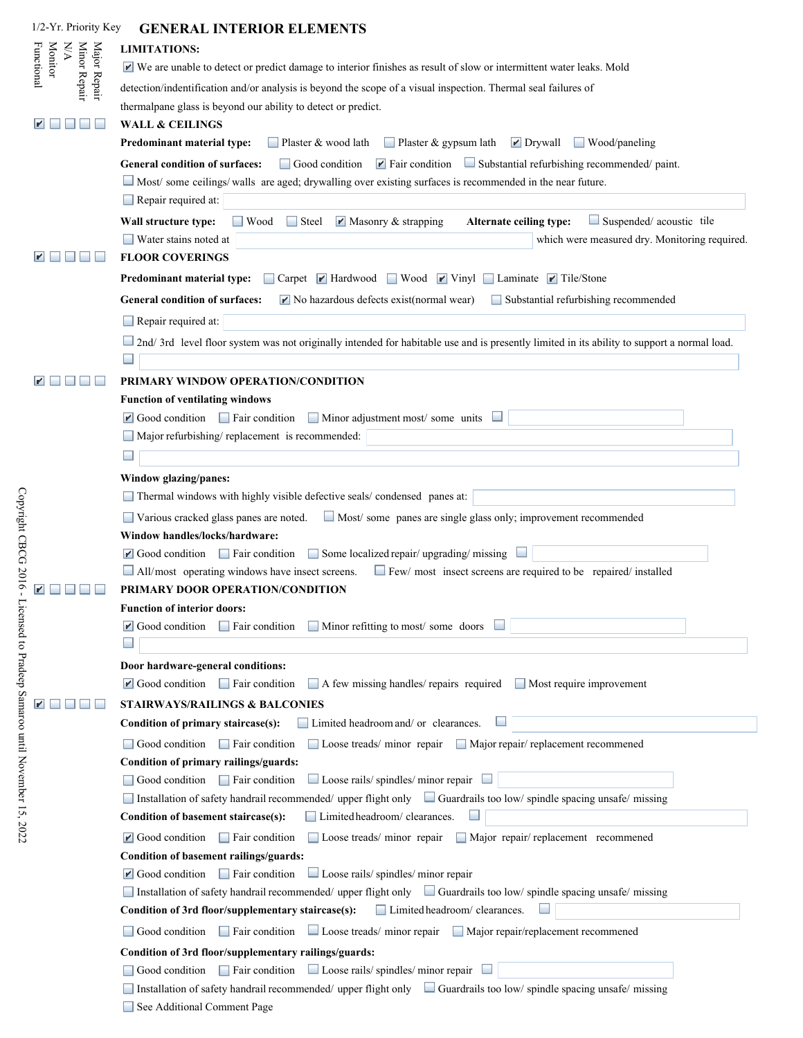1/2-Yr. Priority Key: Major Repair | Minor Repair | N/A | Monitor | Functional

## GENERAL INTERIOR ELEMENTS

**LIMITATIONS:**

☑ We are unable to detect or predict damage to interior finishes as result of slow or intermittent water leaks. Mold detection/indentification and/or analysis is beyond the scope of a visual inspection. Thermal seal failures of thermalpane glass is beyond our ability to detect or predict.

☑ Functional ☐ ☐ ☐ ☐

### WALL & CEILINGS

**Predominant material type:** ☐ Plaster & wood lath ☐ Plaster & gypsum lath ☑ Drywall ☐ Wood/paneling

**General condition of surfaces:** ☐ Good condition ☑ Fair condition ☐ Substantial refurbishing recommended/ paint.

☐ Most/ some ceilings/ walls are aged; drywalling over existing surfaces is recommended in the near future.

☐ Repair required at:

**Wall structure type:** ☐ Wood ☐ Steel ☑ Masonry & strapping **Alternate ceiling type:** ☐ Suspended/ acoustic tile

☐ Water stains noted at ______ which were measured dry. Monitoring required.

☑ Functional ☐ ☐ ☐ ☐

### FLOOR COVERINGS

**Predominant material type:** ☐ Carpet ☑ Hardwood ☐ Wood ☑ Vinyl ☐ Laminate ☑ Tile/Stone

**General condition of surfaces:** ☑ No hazardous defects exist(normal wear) ☐ Substantial refurbishing recommended

☐ Repair required at:

☐ 2nd/ 3rd level floor system was not originally intended for habitable use and is presently limited in its ability to support a normal load.

☐

☑ Functional ☐ ☐ ☐ ☐

### PRIMARY WINDOW OPERATION/CONDITION

**Function of ventilating windows**

☑ Good condition ☐ Fair condition ☐ Minor adjustment most/ some units ☐

☐ Major refurbishing/ replacement is recommended:

☐

**Window glazing/panes:**

☐ Thermal windows with highly visible defective seals/ condensed panes at:

☐ Various cracked glass panes are noted. ☐ Most/ some panes are single glass only; improvement recommended

**Window handles/locks/hardware:**

☑ Good condition ☐ Fair condition ☐ Some localized repair/ upgrading/ missing ☐

☐ All/most operating windows have insect screens. ☐ Few/ most insect screens are required to be repaired/ installed

☑ Functional ☐ ☐ ☐ ☐

### PRIMARY DOOR OPERATION/CONDITION

**Function of interior doors:**

☑ Good condition ☐ Fair condition ☐ Minor refitting to most/ some doors ☐

☐

**Door hardware-general conditions:**

☑ Good condition ☐ Fair condition ☐ A few missing handles/ repairs required ☐ Most require improvement

☑ Functional ☐ ☐ ☐ ☐

### STAIRWAYS/RAILINGS & BALCONIES

**Condition of primary staircase(s):** ☐ Limited headroom and/ or clearances. ☐

☐ Good condition ☐ Fair condition ☐ Loose treads/ minor repair ☐ Major repair/ replacement recommened

**Condition of primary railings/guards:**

☐ Good condition ☐ Fair condition ☐ Loose rails/ spindles/ minor repair ☐

☐ Installation of safety handrail recommended/ upper flight only ☐ Guardrails too low/ spindle spacing unsafe/ missing

**Condition of basement staircase(s):** ☐ Limited headroom/ clearances. ☐

☑ Good condition ☐ Fair condition ☐ Loose treads/ minor repair ☐ Major repair/ replacement recommened

**Condition of basement railings/guards:**

☑ Good condition ☐ Fair condition ☐ Loose rails/ spindles/ minor repair

☐ Installation of safety handrail recommended/ upper flight only ☐ Guardrails too low/ spindle spacing unsafe/ missing

**Condition of 3rd floor/supplementary staircase(s):** ☐ Limited headroom/ clearances. ☐

☐ Good condition ☐ Fair condition ☐ Loose treads/ minor repair ☐ Major repair/replacement recommened

**Condition of 3rd floor/supplementary railings/guards:**

☐ Good condition ☐ Fair condition ☐ Loose rails/ spindles/ minor repair ☐

☐ Installation of safety handrail recommended/ upper flight only ☐ Guardrails too low/ spindle spacing unsafe/ missing

☐ See Additional Comment Page

Copyright CBCG 2016 - Licensed to Pradeep Samaroo until November 15, 2022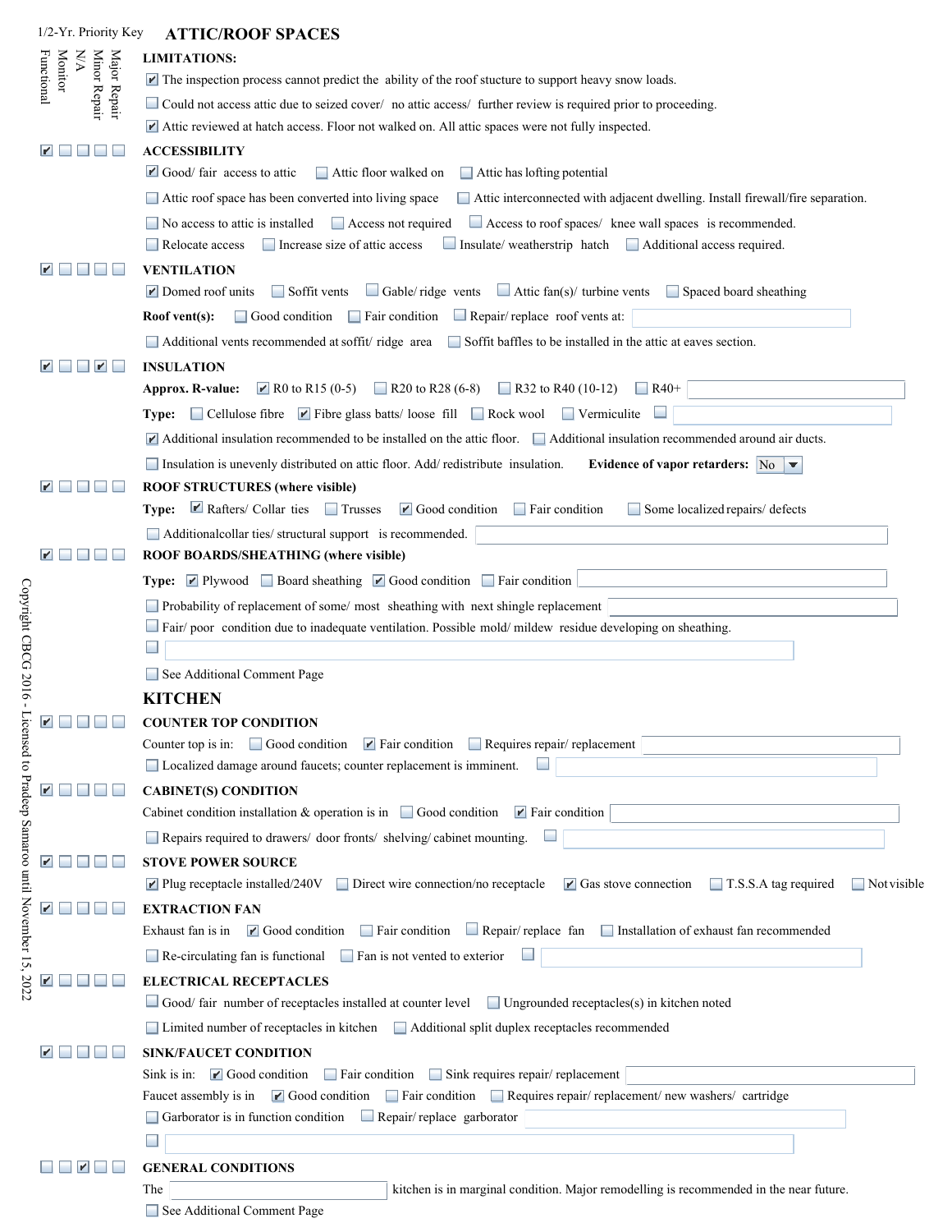1/2-Yr. Priority Key: Major Repair | Minor Repair | N/A | Monitor | Functional

# ATTIC/ROOF SPACES

**LIMITATIONS:**

- [x] The inspection process cannot predict the ability of the roof stucture to support heavy snow loads.
- [ ] Could not access attic due to seized cover/ no attic access/ further review is required prior to proceeding.
- [x] Attic reviewed at hatch access. Floor not walked on. All attic spaces were not fully inspected.

### ACCESSIBILITY
Priority: [ ] Major Repair [ ] Minor Repair [ ] N/A [ ] Monitor [x] Functional

- [x] Good/ fair access to attic
- [ ] Attic floor walked on
- [ ] Attic has lofting potential
- [ ] Attic roof space has been converted into living space
- [ ] Attic interconnected with adjacent dwelling. Install firewall/fire separation.
- [ ] No access to attic is installed
- [ ] Access not required
- [ ] Access to roof spaces/ knee wall spaces is recommended.
- [ ] Relocate access
- [ ] Increase size of attic access
- [ ] Insulate/ weatherstrip hatch
- [ ] Additional access required.

### VENTILATION
Priority: [ ] Major Repair [ ] Minor Repair [ ] N/A [ ] Monitor [x] Functional

- [x] Domed roof units
- [ ] Soffit vents
- [ ] Gable/ ridge vents
- [ ] Attic fan(s)/ turbine vents
- [ ] Spaced board sheathing

**Roof vent(s):** [ ] Good condition [ ] Fair condition [ ] Repair/ replace roof vents at:

- [ ] Additional vents recommended at soffit/ ridge area
- [ ] Soffit baffles to be installed in the attic at eaves section.

### INSULATION
Priority: [ ] Major Repair [x] Minor Repair [ ] N/A [ ] Monitor [x] Functional

**Approx. R-value:** [x] R0 to R15 (0-5) [ ] R20 to R28 (6-8) [ ] R32 to R40 (10-12) [ ] R40+

**Type:** [ ] Cellulose fibre [x] Fibre glass batts/ loose fill [ ] Rock wool [ ] Vermiculite [ ]

- [x] Additional insulation recommended to be installed on the attic floor.
- [ ] Additional insulation recommended around air ducts.
- [ ] Insulation is unevenly distributed on attic floor. Add/ redistribute insulation.

**Evidence of vapor retarders:** No

### ROOF STRUCTURES (where visible)
Priority: [ ] Major Repair [ ] Minor Repair [ ] N/A [ ] Monitor [x] Functional

**Type:** [x] Rafters/ Collar ties [ ] Trusses [x] Good condition [ ] Fair condition [ ] Some localized repairs/ defects

- [ ] Additionalcollar ties/ structural support is recommended.

### ROOF BOARDS/SHEATHING (where visible)
Priority: [ ] Major Repair [ ] Minor Repair [ ] N/A [ ] Monitor [x] Functional

**Type:** [x] Plywood [ ] Board sheathing [x] Good condition [ ] Fair condition

- [ ] Probability of replacement of some/ most sheathing with next shingle replacement
- [ ] Fair/ poor condition due to inadequate ventilation. Possible mold/ mildew residue developing on sheathing.
- [ ]
- [ ] See Additional Comment Page

# KITCHEN

### COUNTER TOP CONDITION
Priority: [ ] Major Repair [ ] Minor Repair [ ] N/A [ ] Monitor [x] Functional

Counter top is in: [ ] Good condition [x] Fair condition [ ] Requires repair/ replacement

- [ ] Localized damage around faucets; counter replacement is imminent.
- [ ]

### CABINET(S) CONDITION
Priority: [ ] Major Repair [ ] Minor Repair [ ] N/A [ ] Monitor [x] Functional

Cabinet condition installation & operation is in [ ] Good condition [x] Fair condition

- [ ] Repairs required to drawers/ door fronts/ shelving/ cabinet mounting.
- [ ]

### STOVE POWER SOURCE
Priority: [ ] Major Repair [ ] Minor Repair [ ] N/A [ ] Monitor [x] Functional

- [x] Plug receptacle installed/240V
- [ ] Direct wire connection/no receptacle
- [x] Gas stove connection
- [ ] T.S.S.A tag required
- [ ] Not visible

### EXTRACTION FAN
Priority: [ ] Major Repair [ ] Minor Repair [ ] N/A [ ] Monitor [x] Functional

Exhaust fan is in [x] Good condition [ ] Fair condition [ ] Repair/ replace fan [ ] Installation of exhaust fan recommended

- [ ] Re-circulating fan is functional
- [ ] Fan is not vented to exterior
- [ ]

### ELECTRICAL RECEPTACLES
Priority: [ ] Major Repair [ ] Minor Repair [ ] N/A [ ] Monitor [x] Functional

- [ ] Good/ fair number of receptacles installed at counter level
- [ ] Ungrounded receptacles(s) in kitchen noted
- [ ] Limited number of receptacles in kitchen
- [ ] Additional split duplex receptacles recommended

### SINK/FAUCET CONDITION
Priority: [ ] Major Repair [ ] Minor Repair [ ] N/A [ ] Monitor [x] Functional

Sink is in: [x] Good condition [ ] Fair condition [ ] Sink requires repair/ replacement

Faucet assembly is in [x] Good condition [ ] Fair condition [ ] Requires repair/ replacement/ new washers/ cartridge

- [ ] Garborator is in function condition
- [ ] Repair/ replace garborator
- [ ]

### GENERAL CONDITIONS
Priority: [ ] Major Repair [x] Minor Repair [ ] N/A [ ] Monitor [ ] Functional

The ____________ kitchen is in marginal condition. Major remodelling is recommended in the near future.

- [ ] See Additional Comment Page

Copyright CBCG 2016 - Licensed to Pradeep Samaroo until November 15, 2022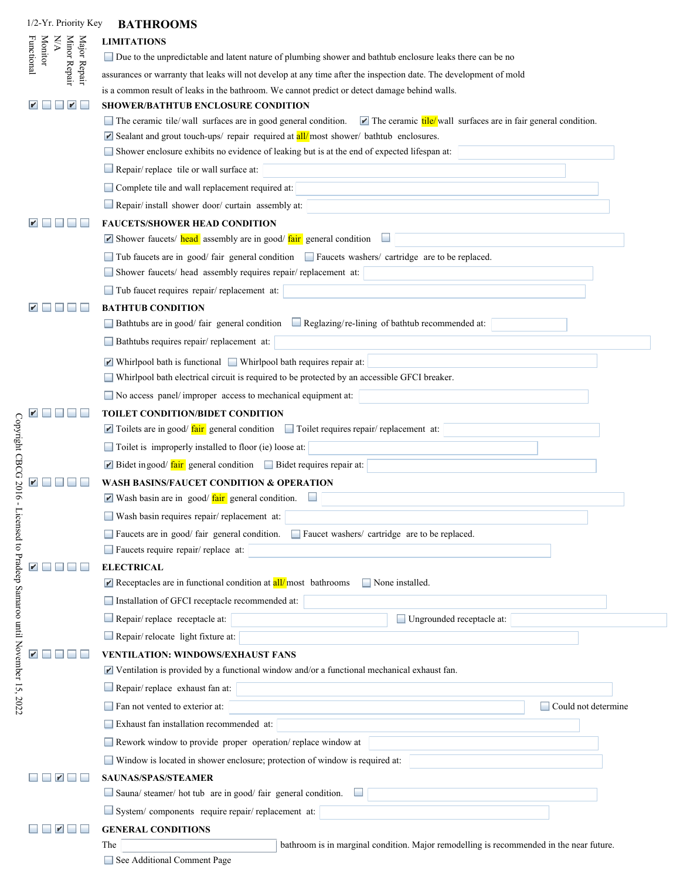1/2-Yr. Priority Key

# BATHROOMS

Major Repair | Minor Repair | N/A | Monitor | Functional

## LIMITATIONS

☐ Due to the unpredictable and latent nature of plumbing shower and bathtub enclosure leaks there can be no assurances or warranty that leaks will not develop at any time after the inspection date. The development of mold is a common result of leaks in the bathroom. We cannot predict or detect damage behind walls.

## SHOWER/BATHTUB ENCLOSURE CONDITION

Priority: ☐ Major Repair ☑ Minor Repair ☐ N/A ☐ Monitor ☑ Functional

- ☐ The ceramic tile/ wall surfaces are in good general condition. ☑ The ceramic tile/ wall surfaces are in fair general condition.
- ☑ Sealant and grout touch-ups/ repair required at all/ most shower/ bathtub enclosures.
- ☐ Shower enclosure exhibits no evidence of leaking but is at the end of expected lifespan at:
- ☐ Repair/ replace tile or wall surface at:
- ☐ Complete tile and wall replacement required at:
- ☐ Repair/ install shower door/ curtain assembly at:

## FAUCETS/SHOWER HEAD CONDITION

Priority: ☐ Major Repair ☐ Minor Repair ☐ N/A ☐ Monitor ☑ Functional

- ☑ Shower faucets/ head assembly are in good/ fair general condition ☐
- ☐ Tub faucets are in good/ fair general condition ☐ Faucets washers/ cartridge are to be replaced.
- ☐ Shower faucets/ head assembly requires repair/ replacement at:
- ☐ Tub faucet requires repair/ replacement at:

## BATHTUB CONDITION

Priority: ☐ Major Repair ☐ Minor Repair ☐ N/A ☐ Monitor ☑ Functional

- ☐ Bathtubs are in good/ fair general condition ☐ Reglazing/re-lining of bathtub recommended at:
- ☐ Bathtubs requires repair/ replacement at:
- ☑ Whirlpool bath is functional ☐ Whirlpool bath requires repair at:
- ☐ Whirlpool bath electrical circuit is required to be protected by an accessible GFCI breaker.
- ☐ No access panel/ improper access to mechanical equipment at:

## TOILET CONDITION/BIDET CONDITION

Priority: ☐ Major Repair ☐ Minor Repair ☐ N/A ☐ Monitor ☑ Functional

- ☑ Toilets are in good/ fair general condition ☐ Toilet requires repair/ replacement at:
- ☐ Toilet is improperly installed to floor (ie) loose at:
- ☑ Bidet in good/ fair general condition ☐ Bidet requires repair at:

## WASH BASINS/FAUCET CONDITION & OPERATION

Priority: ☐ Major Repair ☐ Minor Repair ☐ N/A ☐ Monitor ☑ Functional

- ☑ Wash basin are in good/ fair general condition. ☐
- ☐ Wash basin requires repair/ replacement at:
- ☐ Faucets are in good/ fair general condition. ☐ Faucet washers/ cartridge are to be replaced.
- ☐ Faucets require repair/ replace at:

## ELECTRICAL

Priority: ☐ Major Repair ☐ Minor Repair ☐ N/A ☐ Monitor ☑ Functional

- ☑ Receptacles are in functional condition at all/ most bathrooms ☐ None installed.
- ☐ Installation of GFCI receptacle recommended at:
- ☐ Repair/ replace receptacle at: ☐ Ungrounded receptacle at:
- ☐ Repair/ relocate light fixture at:

## VENTILATION: WINDOWS/EXHAUST FANS

Priority: ☐ Major Repair ☐ Minor Repair ☐ N/A ☐ Monitor ☑ Functional

- ☑ Ventilation is provided by a functional window and/or a functional mechanical exhaust fan.
- ☐ Repair/ replace exhaust fan at:
- ☐ Fan not vented to exterior at: ☐ Could not determine
- ☐ Exhaust fan installation recommended at:
- ☐ Rework window to provide proper operation/ replace window at
- ☐ Window is located in shower enclosure; protection of window is required at:

## SAUNAS/SPAS/STEAMER

Priority: ☐ Major Repair ☐ Minor Repair ☑ N/A ☐ Monitor ☐ Functional

- ☐ Sauna/ steamer/ hot tub are in good/ fair general condition. ☐
- ☐ System/ components require repair/ replacement at:

## GENERAL CONDITIONS

Priority: ☐ Major Repair ☐ Minor Repair ☑ N/A ☐ Monitor ☐ Functional

The ______ bathroom is in marginal condition. Major remodelling is recommended in the near future.

☐ See Additional Comment Page

Copyright CBCG 2016 - Licensed to Pradeep Samaroo until November 15, 2022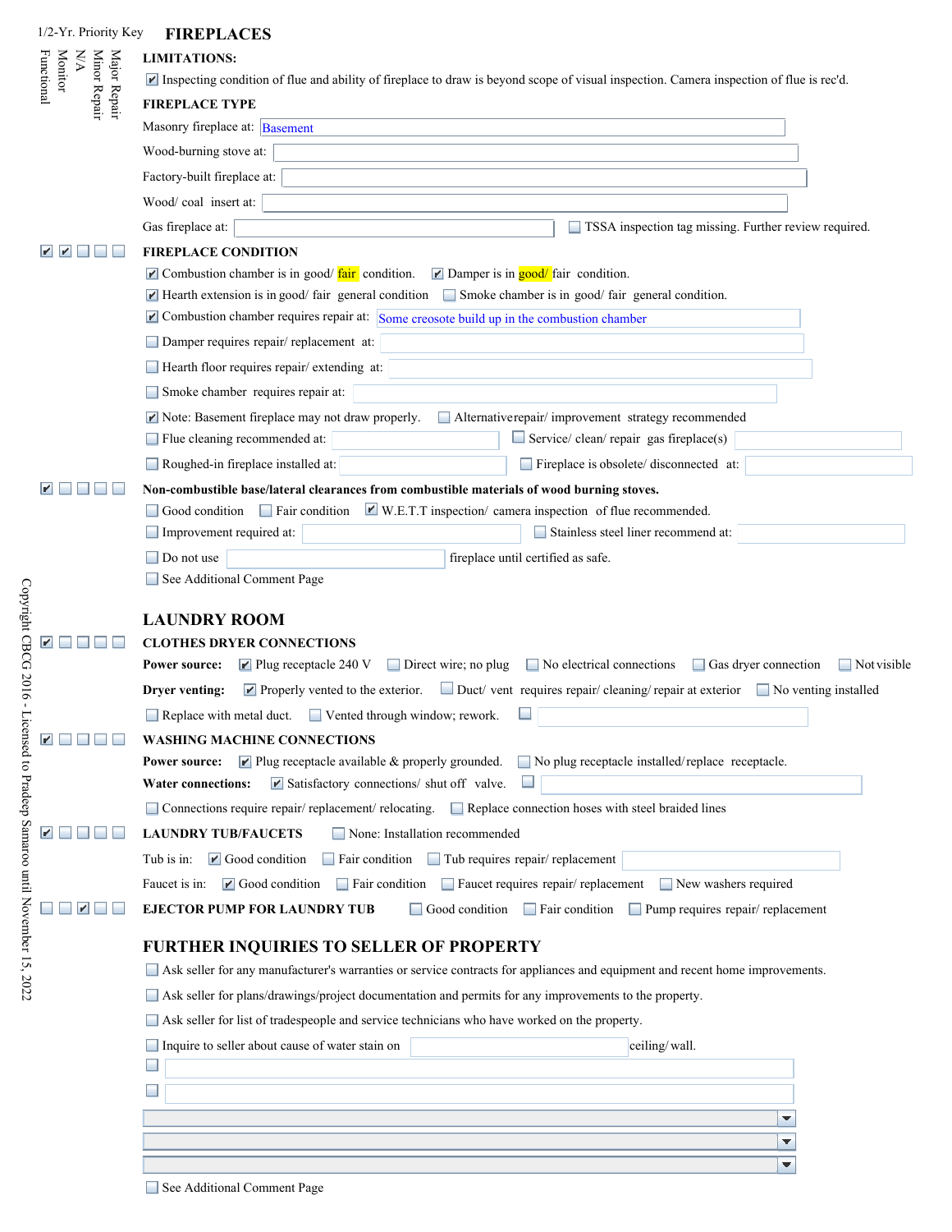1/2-Yr. Priority Key: Major Repair | Minor Repair | N/A | Monitor | Functional

## FIREPLACES

### LIMITATIONS:

- [x] Inspecting condition of flue and ability of fireplace to draw is beyond scope of visual inspection. Camera inspection of flue is rec'd.

### FIREPLACE TYPE

Masonry fireplace at: Basement

Wood-burning stove at:

Factory-built fireplace at:

Wood/ coal insert at:

Gas fireplace at:
- [ ] TSSA inspection tag missing. Further review required.

### FIREPLACE CONDITION

Priority: [x] Major Repair [x] Minor Repair [ ] N/A [ ] Monitor [ ] Functional

- [x] Combustion chamber is in good/ fair condition.
- [x] Damper is in good/ fair condition.
- [x] Hearth extension is in good/ fair general condition
- [ ] Smoke chamber is in good/ fair general condition.
- [x] Combustion chamber requires repair at: Some creosote build up in the combustion chamber
- [ ] Damper requires repair/ replacement at:
- [ ] Hearth floor requires repair/ extending at:
- [ ] Smoke chamber requires repair at:
- [x] Note: Basement fireplace may not draw properly.
- [ ] Alternative repair/ improvement strategy recommended
- [ ] Flue cleaning recommended at:
- [ ] Service/ clean/ repair gas fireplace(s)
- [ ] Roughed-in fireplace installed at:
- [ ] Fireplace is obsolete/ disconnected at:

### Non-combustible base/lateral clearances from combustible materials of wood burning stoves.

Priority: [x] Major Repair [ ] Minor Repair [ ] N/A [ ] Monitor [ ] Functional

- [ ] Good condition
- [ ] Fair condition
- [x] W.E.T.T inspection/ camera inspection of flue recommended.
- [ ] Improvement required at:
- [ ] Stainless steel liner recommend at:
- [ ] Do not use ____ fireplace until certified as safe.
- [ ] See Additional Comment Page

## LAUNDRY ROOM

### CLOTHES DRYER CONNECTIONS

Priority: [x] Major Repair [ ] Minor Repair [ ] N/A [ ] Monitor [ ] Functional

**Power source:**
- [x] Plug receptacle 240 V
- [ ] Direct wire; no plug
- [ ] No electrical connections
- [ ] Gas dryer connection
- [ ] Not visible

**Dryer venting:**
- [x] Properly vented to the exterior.
- [ ] Duct/ vent requires repair/ cleaning/ repair at exterior
- [ ] No venting installed
- [ ] Replace with metal duct.
- [ ] Vented through window; rework.
- [ ]

### WASHING MACHINE CONNECTIONS

Priority: [x] Major Repair [ ] Minor Repair [ ] N/A [ ] Monitor [ ] Functional

**Power source:**
- [x] Plug receptacle available & properly grounded.
- [ ] No plug receptacle installed/replace receptacle.

**Water connections:**
- [x] Satisfactory connections/ shut off valve.
- [ ]
- [ ] Connections require repair/ replacement/ relocating.
- [ ] Replace connection hoses with steel braided lines

### LAUNDRY TUB/FAUCETS

Priority: [x] Major Repair [ ] Minor Repair [ ] N/A [ ] Monitor [ ] Functional

- [ ] None: Installation recommended

Tub is in:
- [x] Good condition
- [ ] Fair condition
- [ ] Tub requires repair/ replacement

Faucet is in:
- [x] Good condition
- [ ] Fair condition
- [ ] Faucet requires repair/ replacement
- [ ] New washers required

### EJECTOR PUMP FOR LAUNDRY TUB

Priority: [ ] Major Repair [ ] Minor Repair [x] N/A [ ] Monitor [ ] Functional

- [ ] Good condition
- [ ] Fair condition
- [ ] Pump requires repair/ replacement

## FURTHER INQUIRIES TO SELLER OF PROPERTY

- [ ] Ask seller for any manufacturer's warranties or service contracts for appliances and equipment and recent home improvements.
- [ ] Ask seller for plans/drawings/project documentation and permits for any improvements to the property.
- [ ] Ask seller for list of tradespeople and service technicians who have worked on the property.
- [ ] Inquire to seller about cause of water stain on ____ ceiling/ wall.
- [ ]
- [ ]
- [ ] See Additional Comment Page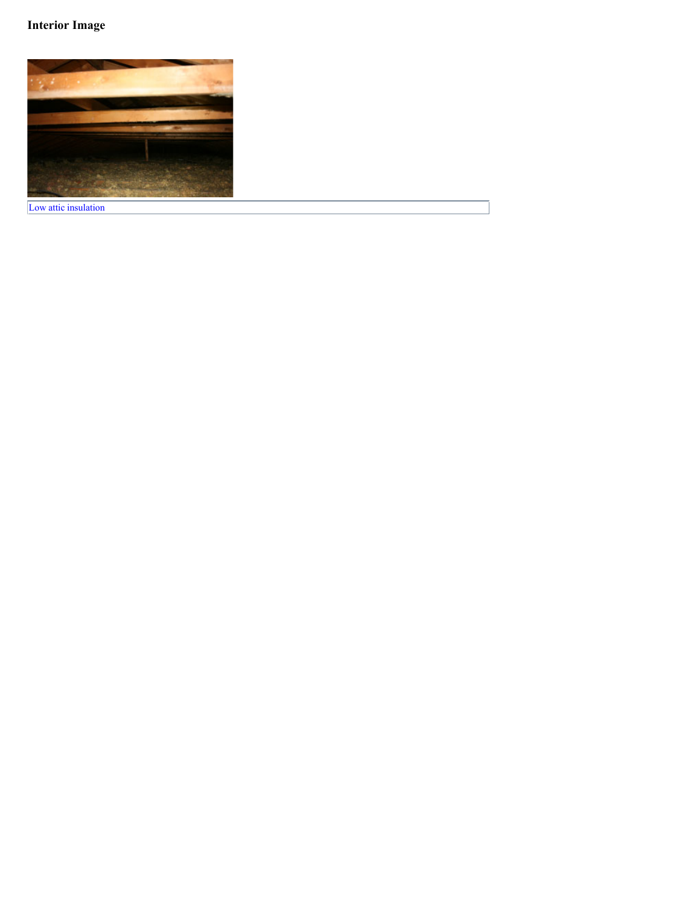### Interior Image

Low attic insulation